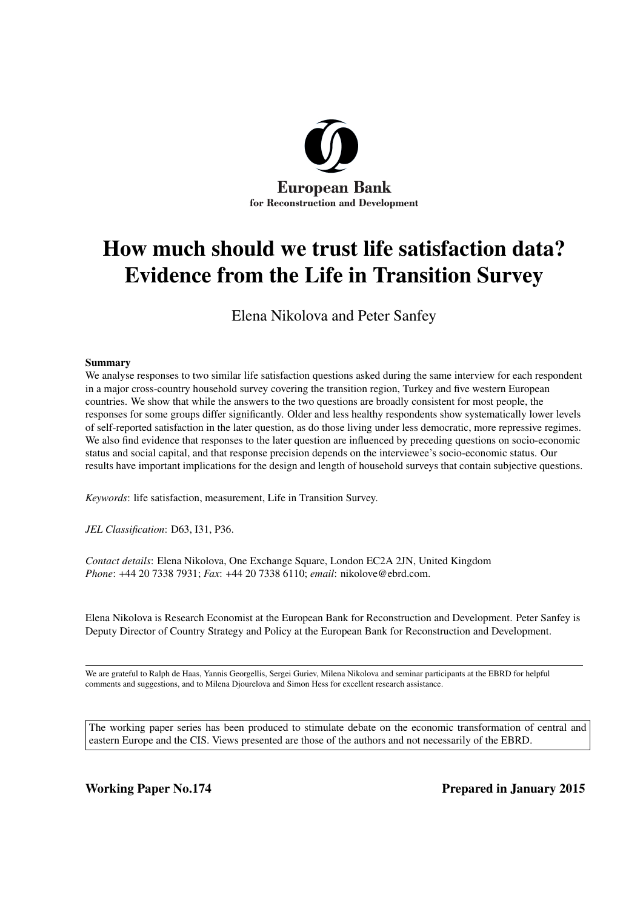European Bank
for Reconstruction and Development

# How much should we trust life satisfaction data? Evidence from the Life in Transition Survey

Elena Nikolova and Peter Sanfey

**Summary**

We analyse responses to two similar life satisfaction questions asked during the same interview for each respondent in a major cross-country household survey covering the transition region, Turkey and five western European countries. We show that while the answers to the two questions are broadly consistent for most people, the responses for some groups differ significantly. Older and less healthy respondents show systematically lower levels of self-reported satisfaction in the later question, as do those living under less democratic, more repressive regimes. We also find evidence that responses to the later question are influenced by preceding questions on socio-economic status and social capital, and that response precision depends on the interviewee's socio-economic status. Our results have important implications for the design and length of household surveys that contain subjective questions.

*Keywords*: life satisfaction, measurement, Life in Transition Survey.

*JEL Classification*: D63, I31, P36.

*Contact details*: Elena Nikolova, One Exchange Square, London EC2A 2JN, United Kingdom
*Phone*: +44 20 7338 7931; *Fax*: +44 20 7338 6110; *email*: nikolove@ebrd.com.

Elena Nikolova is Research Economist at the European Bank for Reconstruction and Development. Peter Sanfey is Deputy Director of Country Strategy and Policy at the European Bank for Reconstruction and Development.

We are grateful to Ralph de Haas, Yannis Georgellis, Sergei Guriev, Milena Nikolova and seminar participants at the EBRD for helpful comments and suggestions, and to Milena Djourelova and Simon Hess for excellent research assistance.

The working paper series has been produced to stimulate debate on the economic transformation of central and eastern Europe and the CIS. Views presented are those of the authors and not necessarily of the EBRD.

**Working Paper No.174** **Prepared in January 2015**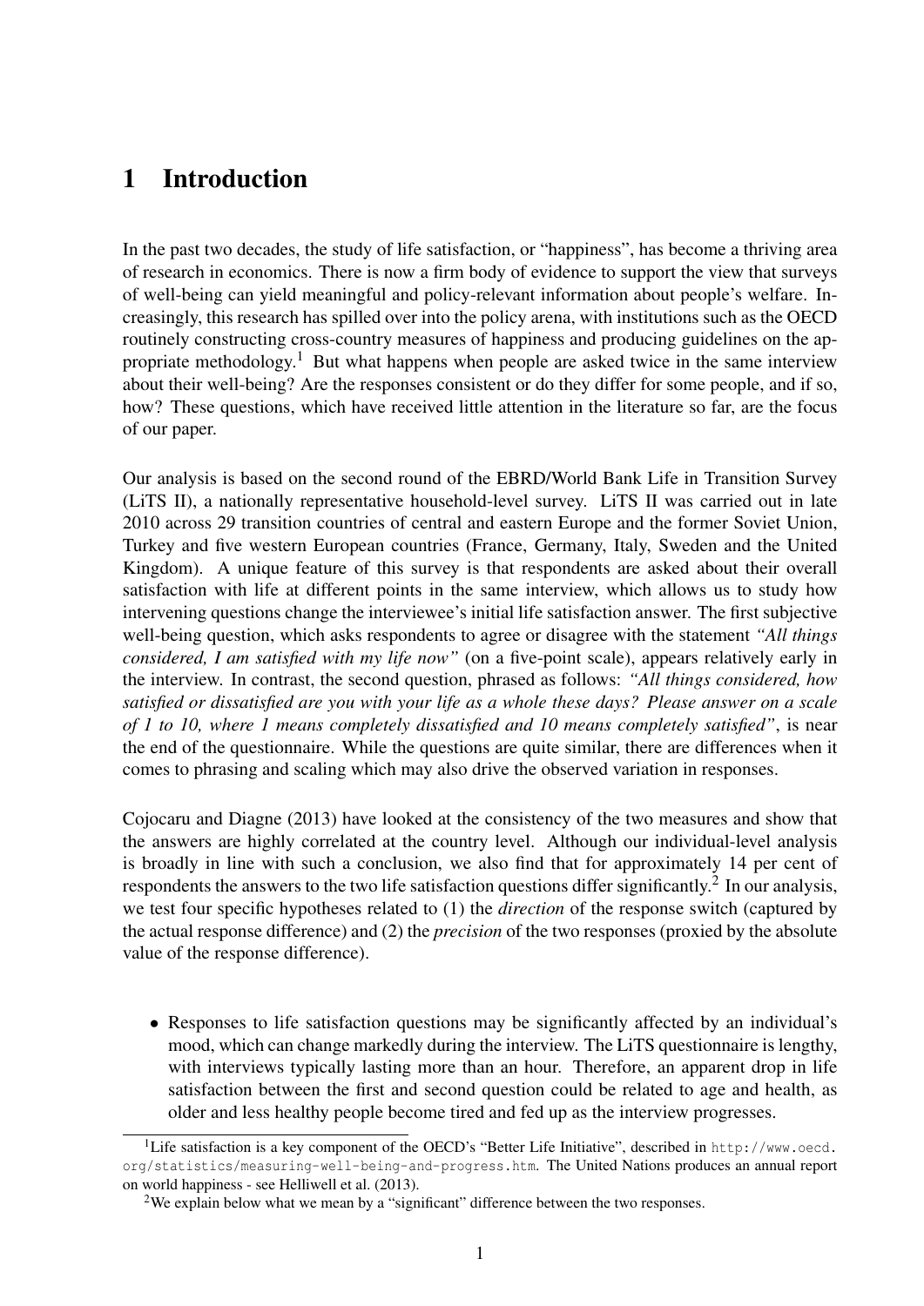# 1 Introduction

In the past two decades, the study of life satisfaction, or "happiness", has become a thriving area of research in economics. There is now a firm body of evidence to support the view that surveys of well-being can yield meaningful and policy-relevant information about people's welfare. Increasingly, this research has spilled over into the policy arena, with institutions such as the OECD routinely constructing cross-country measures of happiness and producing guidelines on the appropriate methodology.[1] But what happens when people are asked twice in the same interview about their well-being? Are the responses consistent or do they differ for some people, and if so, how? These questions, which have received little attention in the literature so far, are the focus of our paper.

Our analysis is based on the second round of the EBRD/World Bank Life in Transition Survey (LiTS II), a nationally representative household-level survey. LiTS II was carried out in late 2010 across 29 transition countries of central and eastern Europe and the former Soviet Union, Turkey and five western European countries (France, Germany, Italy, Sweden and the United Kingdom). A unique feature of this survey is that respondents are asked about their overall satisfaction with life at different points in the same interview, which allows us to study how intervening questions change the interviewee's initial life satisfaction answer. The first subjective well-being question, which asks respondents to agree or disagree with the statement *"All things considered, I am satisfied with my life now"* (on a five-point scale), appears relatively early in the interview. In contrast, the second question, phrased as follows: *"All things considered, how satisfied or dissatisfied are you with your life as a whole these days? Please answer on a scale of 1 to 10, where 1 means completely dissatisfied and 10 means completely satisfied"*, is near the end of the questionnaire. While the questions are quite similar, there are differences when it comes to phrasing and scaling which may also drive the observed variation in responses.

Cojocaru and Diagne (2013) have looked at the consistency of the two measures and show that the answers are highly correlated at the country level. Although our individual-level analysis is broadly in line with such a conclusion, we also find that for approximately 14 per cent of respondents the answers to the two life satisfaction questions differ significantly.[2] In our analysis, we test four specific hypotheses related to (1) the *direction* of the response switch (captured by the actual response difference) and (2) the *precision* of the two responses (proxied by the absolute value of the response difference).

- Responses to life satisfaction questions may be significantly affected by an individual's mood, which can change markedly during the interview. The LiTS questionnaire is lengthy, with interviews typically lasting more than an hour. Therefore, an apparent drop in life satisfaction between the first and second question could be related to age and health, as older and less healthy people become tired and fed up as the interview progresses.

---

[1] Life satisfaction is a key component of the OECD's "Better Life Initiative", described in http://www.oecd.org/statistics/measuring-well-being-and-progress.htm. The United Nations produces an annual report on world happiness - see Helliwell et al. (2013).

[2] We explain below what we mean by a "significant" difference between the two responses.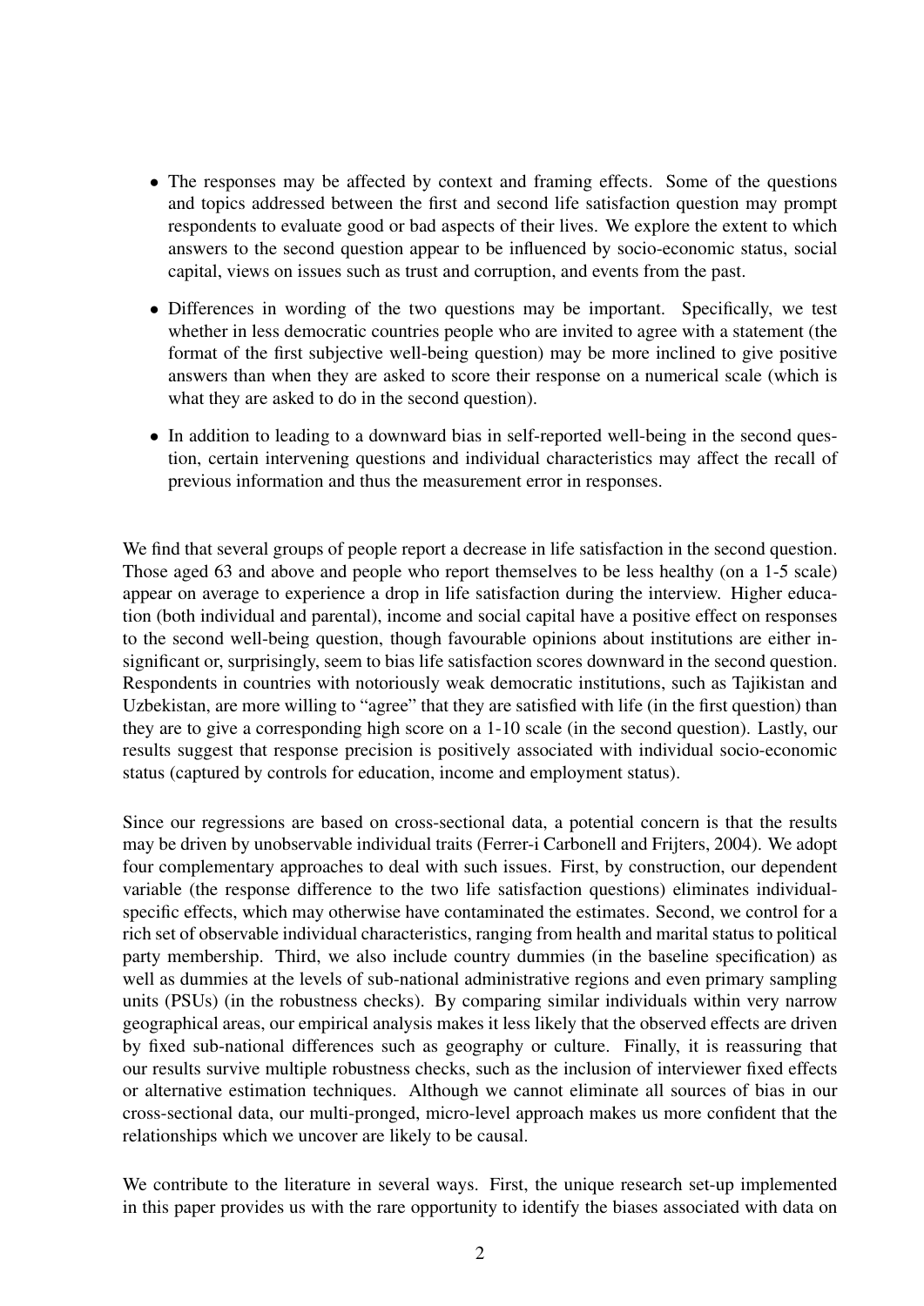- The responses may be affected by context and framing effects. Some of the questions and topics addressed between the first and second life satisfaction question may prompt respondents to evaluate good or bad aspects of their lives. We explore the extent to which answers to the second question appear to be influenced by socio-economic status, social capital, views on issues such as trust and corruption, and events from the past.

- Differences in wording of the two questions may be important. Specifically, we test whether in less democratic countries people who are invited to agree with a statement (the format of the first subjective well-being question) may be more inclined to give positive answers than when they are asked to score their response on a numerical scale (which is what they are asked to do in the second question).

- In addition to leading to a downward bias in self-reported well-being in the second question, certain intervening questions and individual characteristics may affect the recall of previous information and thus the measurement error in responses.

We find that several groups of people report a decrease in life satisfaction in the second question. Those aged 63 and above and people who report themselves to be less healthy (on a 1-5 scale) appear on average to experience a drop in life satisfaction during the interview. Higher education (both individual and parental), income and social capital have a positive effect on responses to the second well-being question, though favourable opinions about institutions are either insignificant or, surprisingly, seem to bias life satisfaction scores downward in the second question. Respondents in countries with notoriously weak democratic institutions, such as Tajikistan and Uzbekistan, are more willing to "agree" that they are satisfied with life (in the first question) than they are to give a corresponding high score on a 1-10 scale (in the second question). Lastly, our results suggest that response precision is positively associated with individual socio-economic status (captured by controls for education, income and employment status).

Since our regressions are based on cross-sectional data, a potential concern is that the results may be driven by unobservable individual traits (Ferrer-i Carbonell and Frijters, 2004). We adopt four complementary approaches to deal with such issues. First, by construction, our dependent variable (the response difference to the two life satisfaction questions) eliminates individual-specific effects, which may otherwise have contaminated the estimates. Second, we control for a rich set of observable individual characteristics, ranging from health and marital status to political party membership. Third, we also include country dummies (in the baseline specification) as well as dummies at the levels of sub-national administrative regions and even primary sampling units (PSUs) (in the robustness checks). By comparing similar individuals within very narrow geographical areas, our empirical analysis makes it less likely that the observed effects are driven by fixed sub-national differences such as geography or culture. Finally, it is reassuring that our results survive multiple robustness checks, such as the inclusion of interviewer fixed effects or alternative estimation techniques. Although we cannot eliminate all sources of bias in our cross-sectional data, our multi-pronged, micro-level approach makes us more confident that the relationships which we uncover are likely to be causal.

We contribute to the literature in several ways. First, the unique research set-up implemented in this paper provides us with the rare opportunity to identify the biases associated with data on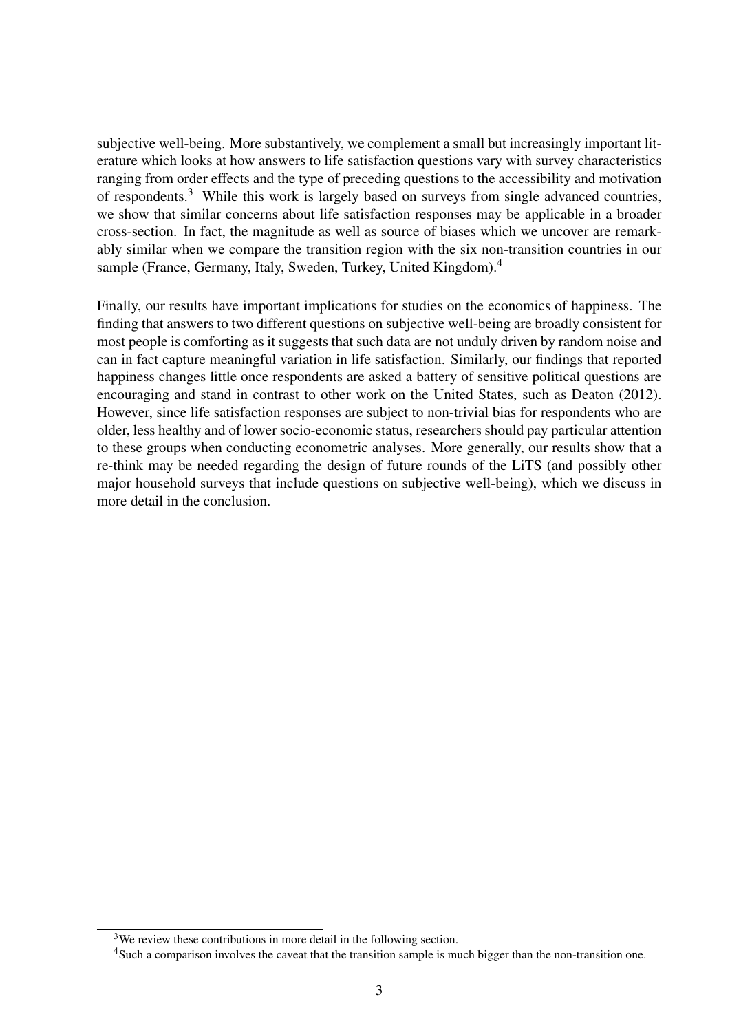subjective well-being. More substantively, we complement a small but increasingly important literature which looks at how answers to life satisfaction questions vary with survey characteristics ranging from order effects and the type of preceding questions to the accessibility and motivation of respondents.[3] While this work is largely based on surveys from single advanced countries, we show that similar concerns about life satisfaction responses may be applicable in a broader cross-section. In fact, the magnitude as well as source of biases which we uncover are remarkably similar when we compare the transition region with the six non-transition countries in our sample (France, Germany, Italy, Sweden, Turkey, United Kingdom).[4]

Finally, our results have important implications for studies on the economics of happiness. The finding that answers to two different questions on subjective well-being are broadly consistent for most people is comforting as it suggests that such data are not unduly driven by random noise and can in fact capture meaningful variation in life satisfaction. Similarly, our findings that reported happiness changes little once respondents are asked a battery of sensitive political questions are encouraging and stand in contrast to other work on the United States, such as Deaton (2012). However, since life satisfaction responses are subject to non-trivial bias for respondents who are older, less healthy and of lower socio-economic status, researchers should pay particular attention to these groups when conducting econometric analyses. More generally, our results show that a re-think may be needed regarding the design of future rounds of the LiTS (and possibly other major household surveys that include questions on subjective well-being), which we discuss in more detail in the conclusion.

[3] We review these contributions in more detail in the following section.

[4] Such a comparison involves the caveat that the transition sample is much bigger than the non-transition one.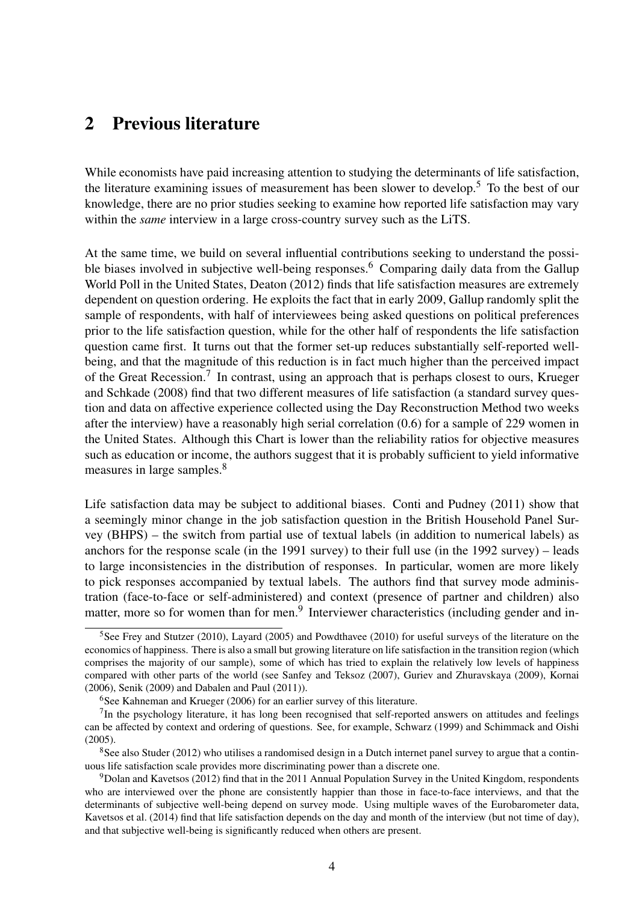## 2 Previous literature

While economists have paid increasing attention to studying the determinants of life satisfaction, the literature examining issues of measurement has been slower to develop.[5] To the best of our knowledge, there are no prior studies seeking to examine how reported life satisfaction may vary within the *same* interview in a large cross-country survey such as the LiTS.

At the same time, we build on several influential contributions seeking to understand the possible biases involved in subjective well-being responses.[6] Comparing daily data from the Gallup World Poll in the United States, Deaton (2012) finds that life satisfaction measures are extremely dependent on question ordering. He exploits the fact that in early 2009, Gallup randomly split the sample of respondents, with half of interviewees being asked questions on political preferences prior to the life satisfaction question, while for the other half of respondents the life satisfaction question came first. It turns out that the former set-up reduces substantially self-reported well-being, and that the magnitude of this reduction is in fact much higher than the perceived impact of the Great Recession.[7] In contrast, using an approach that is perhaps closest to ours, Krueger and Schkade (2008) find that two different measures of life satisfaction (a standard survey question and data on affective experience collected using the Day Reconstruction Method two weeks after the interview) have a reasonably high serial correlation (0.6) for a sample of 229 women in the United States. Although this Chart is lower than the reliability ratios for objective measures such as education or income, the authors suggest that it is probably sufficient to yield informative measures in large samples.[8]

Life satisfaction data may be subject to additional biases. Conti and Pudney (2011) show that a seemingly minor change in the job satisfaction question in the British Household Panel Survey (BHPS) – the switch from partial use of textual labels (in addition to numerical labels) as anchors for the response scale (in the 1991 survey) to their full use (in the 1992 survey) – leads to large inconsistencies in the distribution of responses. In particular, women are more likely to pick responses accompanied by textual labels. The authors find that survey mode administration (face-to-face or self-administered) and context (presence of partner and children) also matter, more so for women than for men.[9] Interviewer characteristics (including gender and in-

[5] See Frey and Stutzer (2010), Layard (2005) and Powdthavee (2010) for useful surveys of the literature on the economics of happiness. There is also a small but growing literature on life satisfaction in the transition region (which comprises the majority of our sample), some of which has tried to explain the relatively low levels of happiness compared with other parts of the world (see Sanfey and Teksoz (2007), Guriev and Zhuravskaya (2009), Kornai (2006), Senik (2009) and Dabalen and Paul (2011)).

[6] See Kahneman and Krueger (2006) for an earlier survey of this literature.

[7] In the psychology literature, it has long been recognised that self-reported answers on attitudes and feelings can be affected by context and ordering of questions. See, for example, Schwarz (1999) and Schimmack and Oishi (2005).

[8] See also Studer (2012) who utilises a randomised design in a Dutch internet panel survey to argue that a continuous life satisfaction scale provides more discriminating power than a discrete one.

[9] Dolan and Kavetsos (2012) find that in the 2011 Annual Population Survey in the United Kingdom, respondents who are interviewed over the phone are consistently happier than those in face-to-face interviews, and that the determinants of subjective well-being depend on survey mode. Using multiple waves of the Eurobarometer data, Kavetsos et al. (2014) find that life satisfaction depends on the day and month of the interview (but not time of day), and that subjective well-being is significantly reduced when others are present.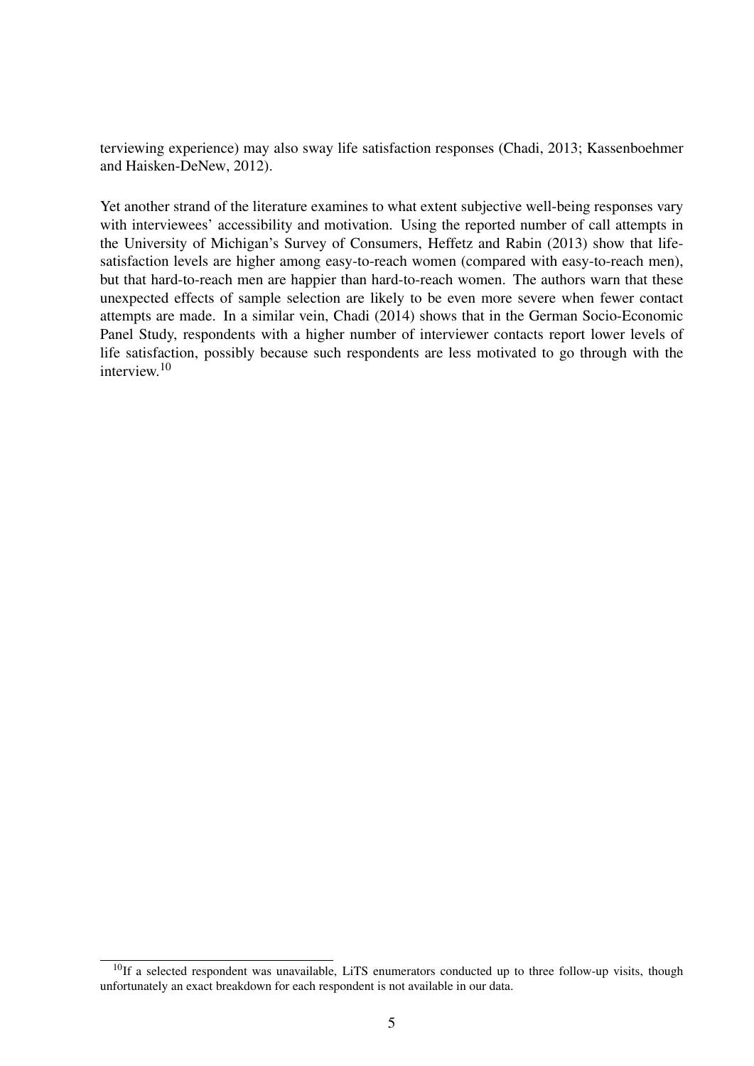terviewing experience) may also sway life satisfaction responses (Chadi, 2013; Kassenboehmer and Haisken-DeNew, 2012).

Yet another strand of the literature examines to what extent subjective well-being responses vary with interviewees' accessibility and motivation. Using the reported number of call attempts in the University of Michigan's Survey of Consumers, Heffetz and Rabin (2013) show that life-satisfaction levels are higher among easy-to-reach women (compared with easy-to-reach men), but that hard-to-reach men are happier than hard-to-reach women. The authors warn that these unexpected effects of sample selection are likely to be even more severe when fewer contact attempts are made. In a similar vein, Chadi (2014) shows that in the German Socio-Economic Panel Study, respondents with a higher number of interviewer contacts report lower levels of life satisfaction, possibly because such respondents are less motivated to go through with the interview.[10]

[10]If a selected respondent was unavailable, LiTS enumerators conducted up to three follow-up visits, though unfortunately an exact breakdown for each respondent is not available in our data.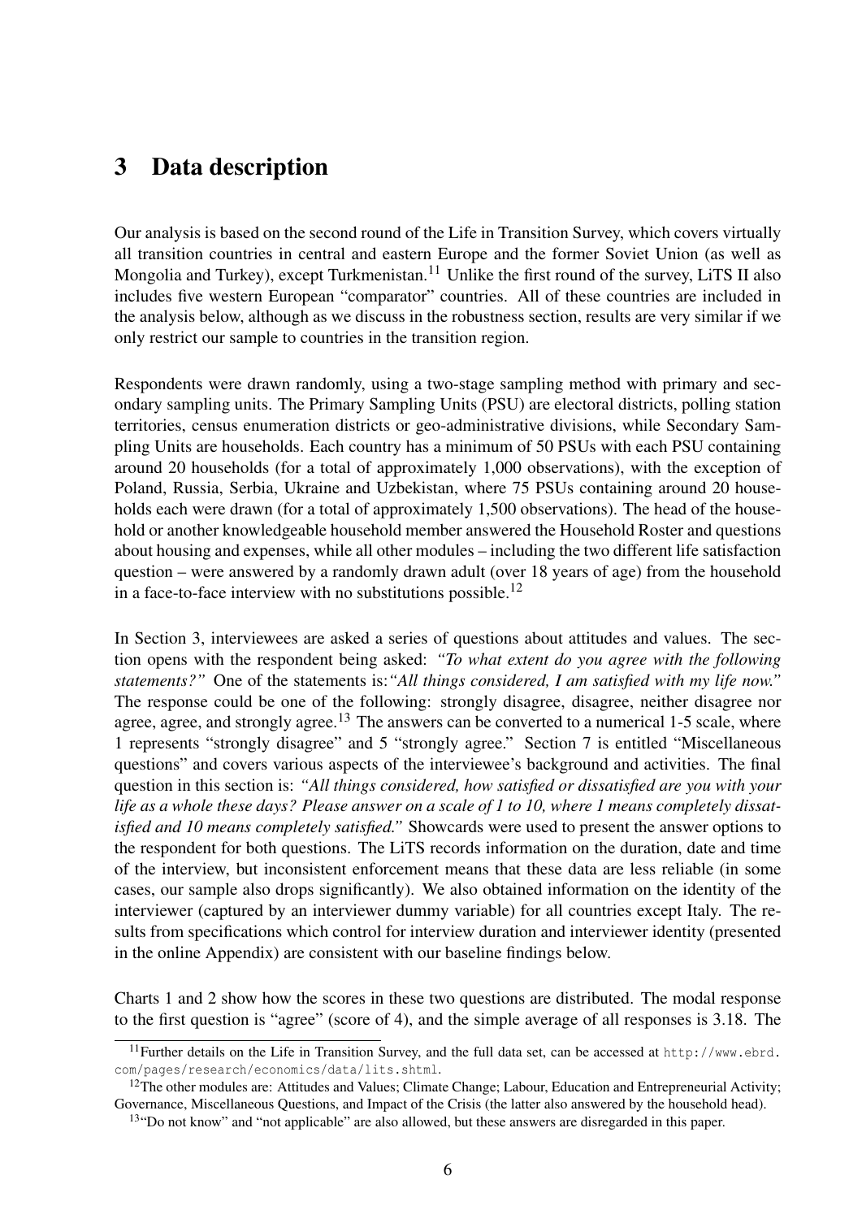# 3 Data description

Our analysis is based on the second round of the Life in Transition Survey, which covers virtually all transition countries in central and eastern Europe and the former Soviet Union (as well as Mongolia and Turkey), except Turkmenistan.[11] Unlike the first round of the survey, LiTS II also includes five western European "comparator" countries. All of these countries are included in the analysis below, although as we discuss in the robustness section, results are very similar if we only restrict our sample to countries in the transition region.

Respondents were drawn randomly, using a two-stage sampling method with primary and secondary sampling units. The Primary Sampling Units (PSU) are electoral districts, polling station territories, census enumeration districts or geo-administrative divisions, while Secondary Sampling Units are households. Each country has a minimum of 50 PSUs with each PSU containing around 20 households (for a total of approximately 1,000 observations), with the exception of Poland, Russia, Serbia, Ukraine and Uzbekistan, where 75 PSUs containing around 20 households each were drawn (for a total of approximately 1,500 observations). The head of the household or another knowledgeable household member answered the Household Roster and questions about housing and expenses, while all other modules – including the two different life satisfaction question – were answered by a randomly drawn adult (over 18 years of age) from the household in a face-to-face interview with no substitutions possible.[12]

In Section 3, interviewees are asked a series of questions about attitudes and values. The section opens with the respondent being asked: *"To what extent do you agree with the following statements?"* One of the statements is:*"All things considered, I am satisfied with my life now."* The response could be one of the following: strongly disagree, disagree, neither disagree nor agree, agree, and strongly agree.[13] The answers can be converted to a numerical 1-5 scale, where 1 represents "strongly disagree" and 5 "strongly agree." Section 7 is entitled "Miscellaneous questions" and covers various aspects of the interviewee's background and activities. The final question in this section is: *"All things considered, how satisfied or dissatisfied are you with your life as a whole these days? Please answer on a scale of 1 to 10, where 1 means completely dissatisfied and 10 means completely satisfied."* Showcards were used to present the answer options to the respondent for both questions. The LiTS records information on the duration, date and time of the interview, but inconsistent enforcement means that these data are less reliable (in some cases, our sample also drops significantly). We also obtained information on the identity of the interviewer (captured by an interviewer dummy variable) for all countries except Italy. The results from specifications which control for interview duration and interviewer identity (presented in the online Appendix) are consistent with our baseline findings below.

Charts 1 and 2 show how the scores in these two questions are distributed. The modal response to the first question is "agree" (score of 4), and the simple average of all responses is 3.18. The

[11] Further details on the Life in Transition Survey, and the full data set, can be accessed at http://www.ebrd.com/pages/research/economics/data/lits.shtml.

[12] The other modules are: Attitudes and Values; Climate Change; Labour, Education and Entrepreneurial Activity; Governance, Miscellaneous Questions, and Impact of the Crisis (the latter also answered by the household head).

[13] "Do not know" and "not applicable" are also allowed, but these answers are disregarded in this paper.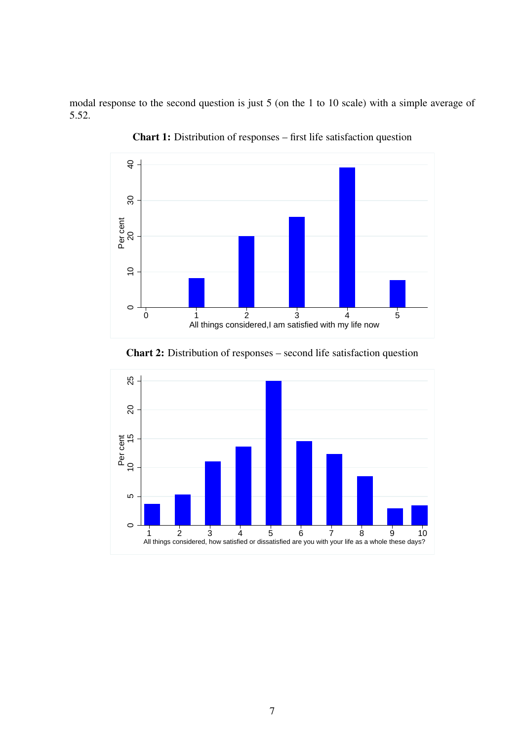modal response to the second question is just 5 (on the 1 to 10 scale) with a simple average of 5.52.

**Chart 1:** Distribution of responses – first life satisfaction question

**Chart 2:** Distribution of responses – second life satisfaction question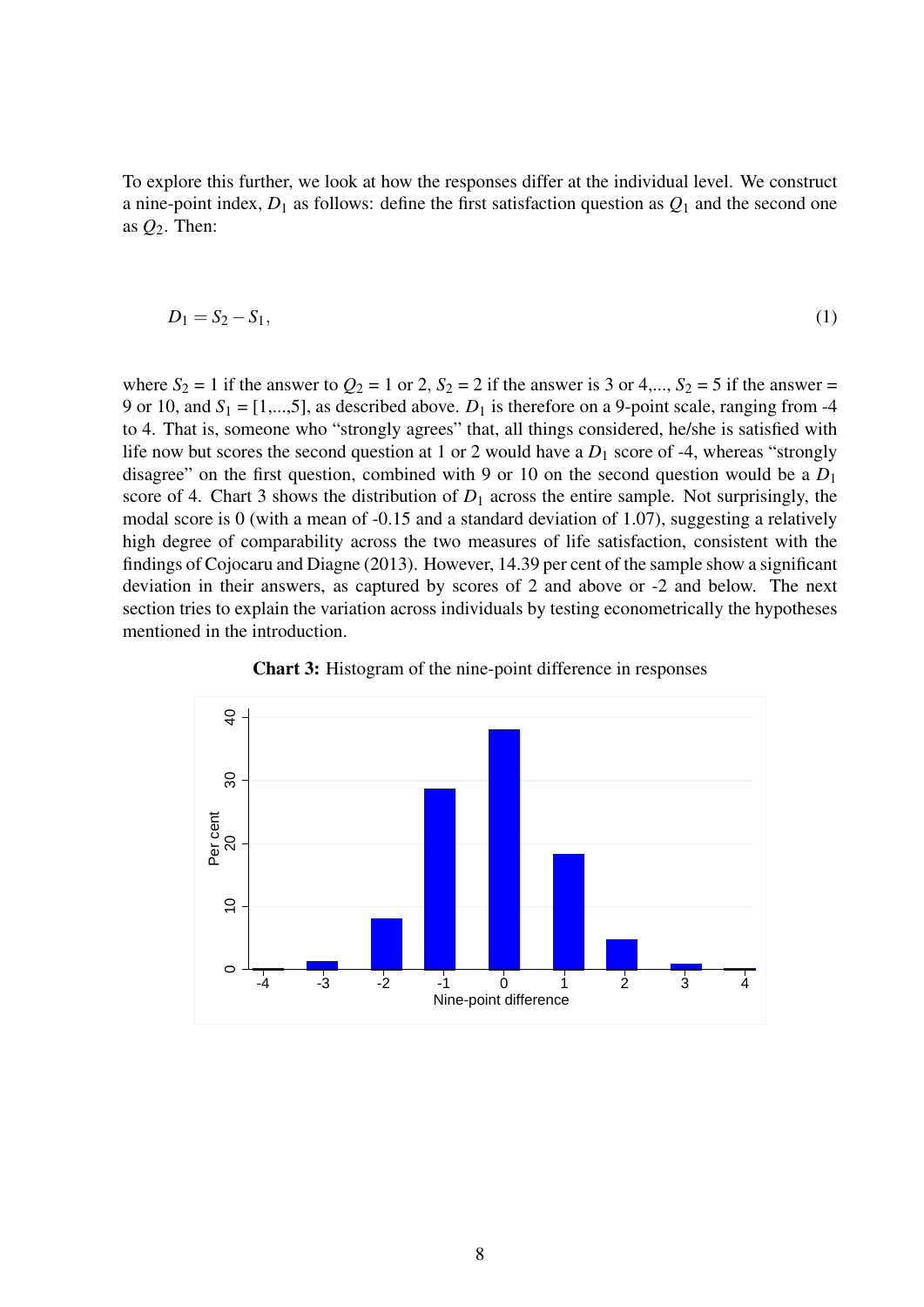To explore this further, we look at how the responses differ at the individual level. We construct a nine-point index, $D_1$ as follows: define the first satisfaction question as $Q_1$ and the second one as $Q_2$. Then:

$$D_1 = S_2 - S_1, \tag{1}$$

where $S_2 = 1$ if the answer to $Q_2 = 1$ or 2, $S_2 = 2$ if the answer is 3 or 4,..., $S_2 = 5$ if the answer = 9 or 10, and $S_1 = [1,...,5]$, as described above. $D_1$ is therefore on a 9-point scale, ranging from -4 to 4. That is, someone who "strongly agrees" that, all things considered, he/she is satisfied with life now but scores the second question at 1 or 2 would have a $D_1$ score of -4, whereas "strongly disagree" on the first question, combined with 9 or 10 on the second question would be a $D_1$ score of 4. Chart 3 shows the distribution of $D_1$ across the entire sample. Not surprisingly, the modal score is 0 (with a mean of -0.15 and a standard deviation of 1.07), suggesting a relatively high degree of comparability across the two measures of life satisfaction, consistent with the findings of Cojocaru and Diagne (2013). However, 14.39 per cent of the sample show a significant deviation in their answers, as captured by scores of 2 and above or -2 and below. The next section tries to explain the variation across individuals by testing econometrically the hypotheses mentioned in the introduction.

**Chart 3:** Histogram of the nine-point difference in responses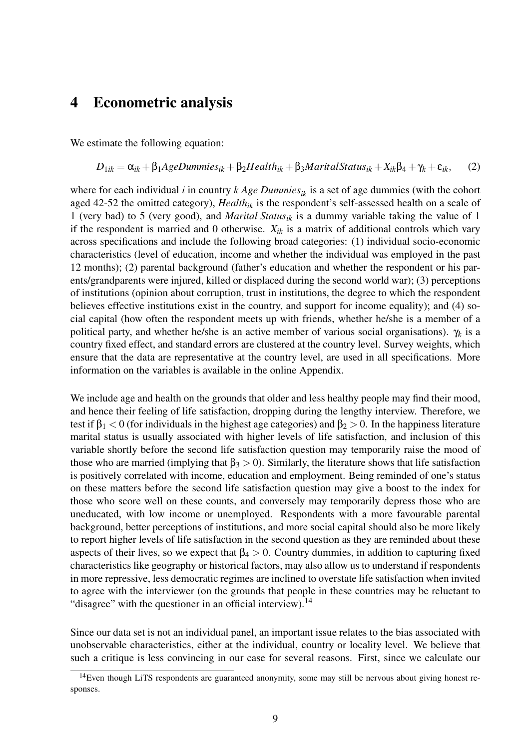# 4 Econometric analysis

We estimate the following equation:

$$D_{1ik} = \alpha_{ik} + \beta_1 AgeDummies_{ik} + \beta_2 Health_{ik} + \beta_3 MaritalStatus_{ik} + X_{ik}\beta_4 + \gamma_k + \varepsilon_{ik}, \quad (2)$$

where for each individual $i$ in country $k$ $Age\ Dummies_{ik}$ is a set of age dummies (with the cohort aged 42-52 the omitted category), $Health_{ik}$ is the respondent's self-assessed health on a scale of 1 (very bad) to 5 (very good), and $Marital\ Status_{ik}$ is a dummy variable taking the value of 1 if the respondent is married and 0 otherwise. $X_{ik}$ is a matrix of additional controls which vary across specifications and include the following broad categories: (1) individual socio-economic characteristics (level of education, income and whether the individual was employed in the past 12 months); (2) parental background (father's education and whether the respondent or his parents/grandparents were injured, killed or displaced during the second world war); (3) perceptions of institutions (opinion about corruption, trust in institutions, the degree to which the respondent believes effective institutions exist in the country, and support for income equality); and (4) social capital (how often the respondent meets up with friends, whether he/she is a member of a political party, and whether he/she is an active member of various social organisations). $\gamma_k$ is a country fixed effect, and standard errors are clustered at the country level. Survey weights, which ensure that the data are representative at the country level, are used in all specifications. More information on the variables is available in the online Appendix.

We include age and health on the grounds that older and less healthy people may find their mood, and hence their feeling of life satisfaction, dropping during the lengthy interview. Therefore, we test if $\beta_1 < 0$ (for individuals in the highest age categories) and $\beta_2 > 0$. In the happiness literature marital status is usually associated with higher levels of life satisfaction, and inclusion of this variable shortly before the second life satisfaction question may temporarily raise the mood of those who are married (implying that $\beta_3 > 0$). Similarly, the literature shows that life satisfaction is positively correlated with income, education and employment. Being reminded of one's status on these matters before the second life satisfaction question may give a boost to the index for those who score well on these counts, and conversely may temporarily depress those who are uneducated, with low income or unemployed. Respondents with a more favourable parental background, better perceptions of institutions, and more social capital should also be more likely to report higher levels of life satisfaction in the second question as they are reminded about these aspects of their lives, so we expect that $\beta_4 > 0$. Country dummies, in addition to capturing fixed characteristics like geography or historical factors, may also allow us to understand if respondents in more repressive, less democratic regimes are inclined to overstate life satisfaction when invited to agree with the interviewer (on the grounds that people in these countries may be reluctant to "disagree" with the questioner in an official interview).[14]

Since our data set is not an individual panel, an important issue relates to the bias associated with unobservable characteristics, either at the individual, country or locality level. We believe that such a critique is less convincing in our case for several reasons. First, since we calculate our

[14] Even though LiTS respondents are guaranteed anonymity, some may still be nervous about giving honest responses.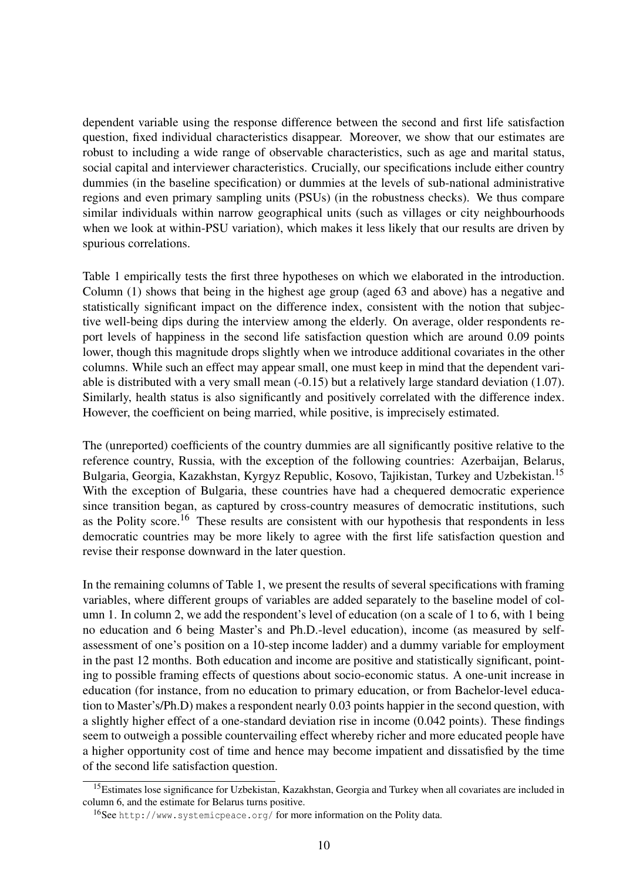dependent variable using the response difference between the second and first life satisfaction question, fixed individual characteristics disappear. Moreover, we show that our estimates are robust to including a wide range of observable characteristics, such as age and marital status, social capital and interviewer characteristics. Crucially, our specifications include either country dummies (in the baseline specification) or dummies at the levels of sub-national administrative regions and even primary sampling units (PSUs) (in the robustness checks). We thus compare similar individuals within narrow geographical units (such as villages or city neighbourhoods when we look at within-PSU variation), which makes it less likely that our results are driven by spurious correlations.

Table 1 empirically tests the first three hypotheses on which we elaborated in the introduction. Column (1) shows that being in the highest age group (aged 63 and above) has a negative and statistically significant impact on the difference index, consistent with the notion that subjective well-being dips during the interview among the elderly. On average, older respondents report levels of happiness in the second life satisfaction question which are around 0.09 points lower, though this magnitude drops slightly when we introduce additional covariates in the other columns. While such an effect may appear small, one must keep in mind that the dependent variable is distributed with a very small mean (-0.15) but a relatively large standard deviation (1.07). Similarly, health status is also significantly and positively correlated with the difference index. However, the coefficient on being married, while positive, is imprecisely estimated.

The (unreported) coefficients of the country dummies are all significantly positive relative to the reference country, Russia, with the exception of the following countries: Azerbaijan, Belarus, Bulgaria, Georgia, Kazakhstan, Kyrgyz Republic, Kosovo, Tajikistan, Turkey and Uzbekistan.[15] With the exception of Bulgaria, these countries have had a chequered democratic experience since transition began, as captured by cross-country measures of democratic institutions, such as the Polity score.[16] These results are consistent with our hypothesis that respondents in less democratic countries may be more likely to agree with the first life satisfaction question and revise their response downward in the later question.

In the remaining columns of Table 1, we present the results of several specifications with framing variables, where different groups of variables are added separately to the baseline model of column 1. In column 2, we add the respondent's level of education (on a scale of 1 to 6, with 1 being no education and 6 being Master's and Ph.D.-level education), income (as measured by self-assessment of one's position on a 10-step income ladder) and a dummy variable for employment in the past 12 months. Both education and income are positive and statistically significant, pointing to possible framing effects of questions about socio-economic status. A one-unit increase in education (for instance, from no education to primary education, or from Bachelor-level education to Master's/Ph.D) makes a respondent nearly 0.03 points happier in the second question, with a slightly higher effect of a one-standard deviation rise in income (0.042 points). These findings seem to outweigh a possible countervailing effect whereby richer and more educated people have a higher opportunity cost of time and hence may become impatient and dissatisfied by the time of the second life satisfaction question.

[15] Estimates lose significance for Uzbekistan, Kazakhstan, Georgia and Turkey when all covariates are included in column 6, and the estimate for Belarus turns positive.

[16] See http://www.systemicpeace.org/ for more information on the Polity data.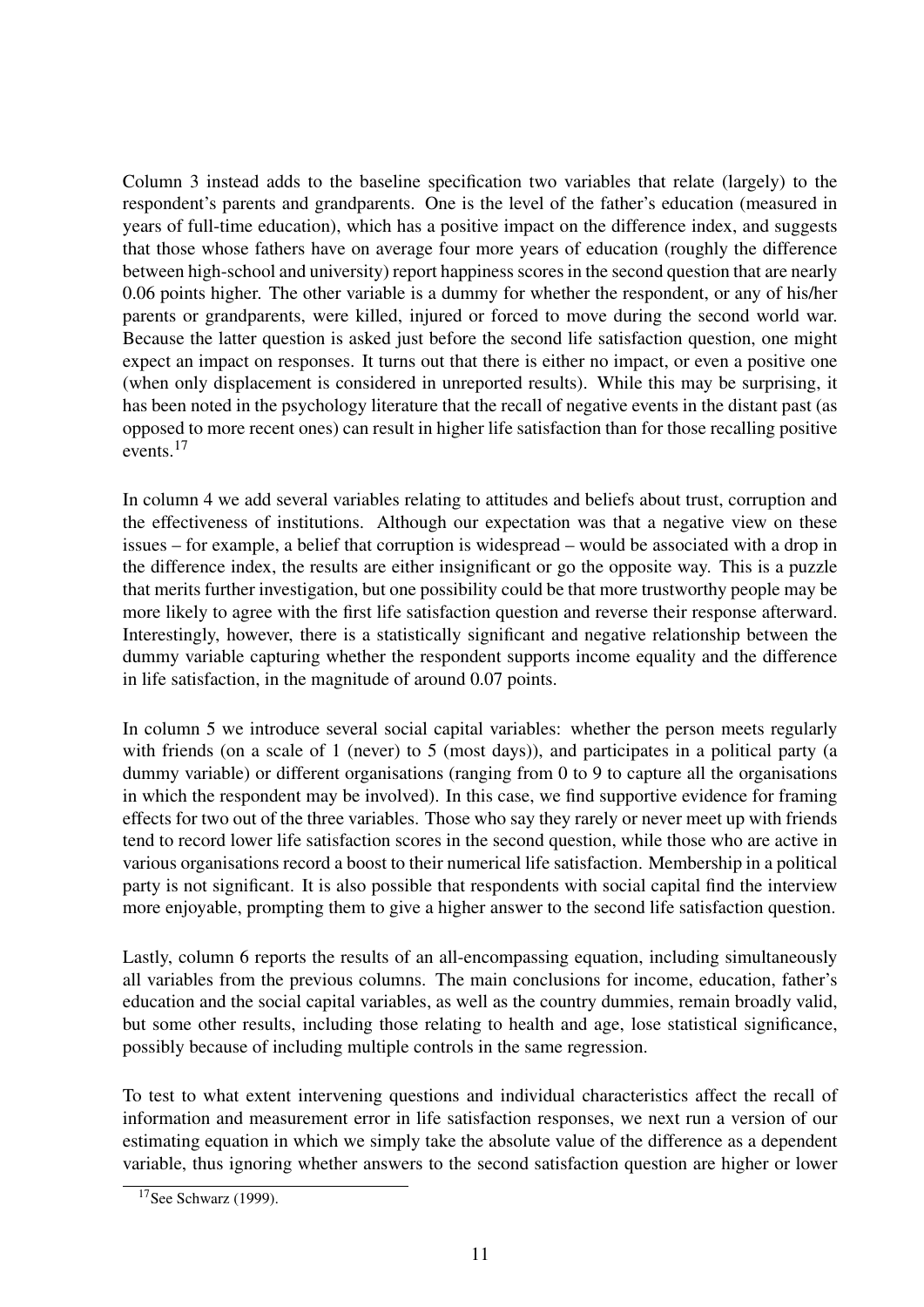Column 3 instead adds to the baseline specification two variables that relate (largely) to the respondent's parents and grandparents. One is the level of the father's education (measured in years of full-time education), which has a positive impact on the difference index, and suggests that those whose fathers have on average four more years of education (roughly the difference between high-school and university) report happiness scores in the second question that are nearly 0.06 points higher. The other variable is a dummy for whether the respondent, or any of his/her parents or grandparents, were killed, injured or forced to move during the second world war. Because the latter question is asked just before the second life satisfaction question, one might expect an impact on responses. It turns out that there is either no impact, or even a positive one (when only displacement is considered in unreported results). While this may be surprising, it has been noted in the psychology literature that the recall of negative events in the distant past (as opposed to more recent ones) can result in higher life satisfaction than for those recalling positive events.[17]

In column 4 we add several variables relating to attitudes and beliefs about trust, corruption and the effectiveness of institutions. Although our expectation was that a negative view on these issues – for example, a belief that corruption is widespread – would be associated with a drop in the difference index, the results are either insignificant or go the opposite way. This is a puzzle that merits further investigation, but one possibility could be that more trustworthy people may be more likely to agree with the first life satisfaction question and reverse their response afterward. Interestingly, however, there is a statistically significant and negative relationship between the dummy variable capturing whether the respondent supports income equality and the difference in life satisfaction, in the magnitude of around 0.07 points.

In column 5 we introduce several social capital variables: whether the person meets regularly with friends (on a scale of 1 (never) to 5 (most days)), and participates in a political party (a dummy variable) or different organisations (ranging from 0 to 9 to capture all the organisations in which the respondent may be involved). In this case, we find supportive evidence for framing effects for two out of the three variables. Those who say they rarely or never meet up with friends tend to record lower life satisfaction scores in the second question, while those who are active in various organisations record a boost to their numerical life satisfaction. Membership in a political party is not significant. It is also possible that respondents with social capital find the interview more enjoyable, prompting them to give a higher answer to the second life satisfaction question.

Lastly, column 6 reports the results of an all-encompassing equation, including simultaneously all variables from the previous columns. The main conclusions for income, education, father's education and the social capital variables, as well as the country dummies, remain broadly valid, but some other results, including those relating to health and age, lose statistical significance, possibly because of including multiple controls in the same regression.

To test to what extent intervening questions and individual characteristics affect the recall of information and measurement error in life satisfaction responses, we next run a version of our estimating equation in which we simply take the absolute value of the difference as a dependent variable, thus ignoring whether answers to the second satisfaction question are higher or lower

[17] See Schwarz (1999).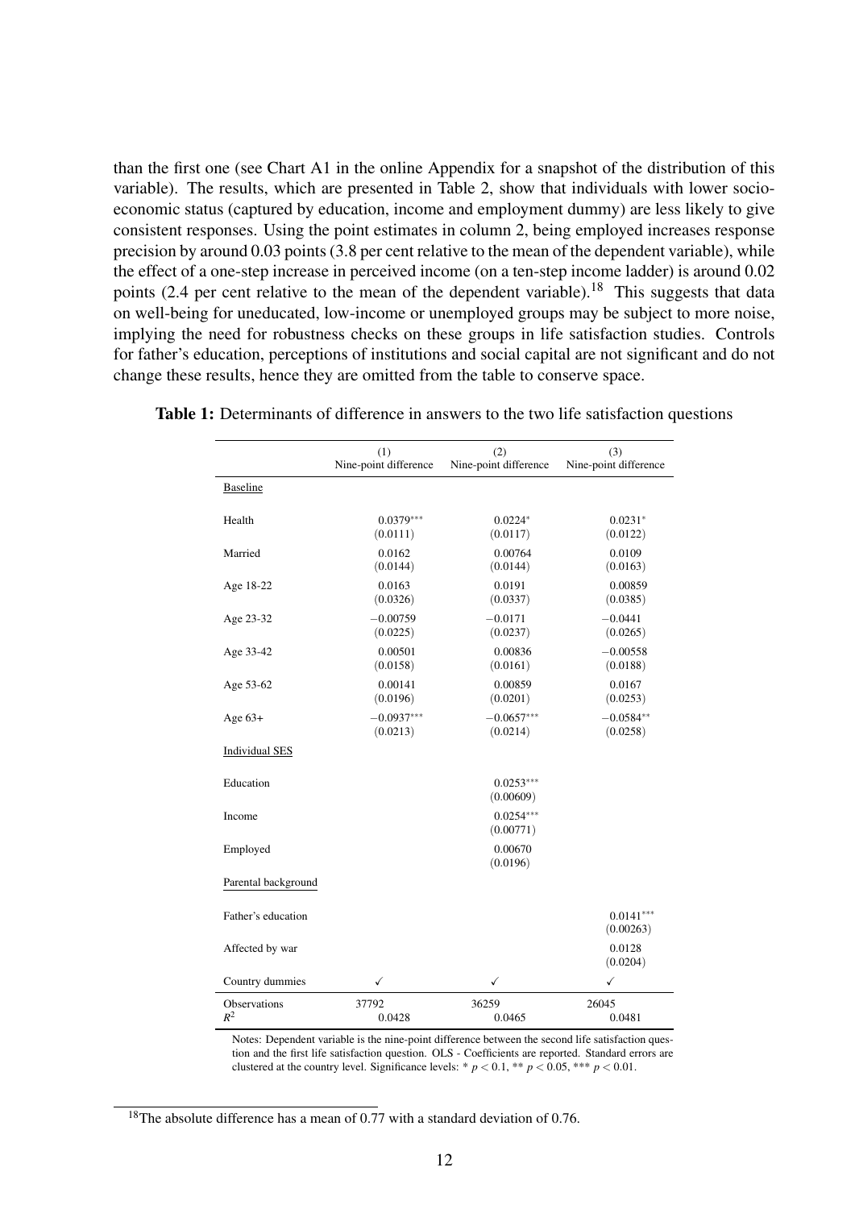than the first one (see Chart A1 in the online Appendix for a snapshot of the distribution of this variable). The results, which are presented in Table 2, show that individuals with lower socio-economic status (captured by education, income and employment dummy) are less likely to give consistent responses. Using the point estimates in column 2, being employed increases response precision by around 0.03 points (3.8 per cent relative to the mean of the dependent variable), while the effect of a one-step increase in perceived income (on a ten-step income ladder) is around 0.02 points (2.4 per cent relative to the mean of the dependent variable).[18] This suggests that data on well-being for uneducated, low-income or unemployed groups may be subject to more noise, implying the need for robustness checks on these groups in life satisfaction studies. Controls for father's education, perceptions of institutions and social capital are not significant and do not change these results, hence they are omitted from the table to conserve space.

**Table 1:** Determinants of difference in answers to the two life satisfaction questions

| | (1) Nine-point difference | (2) Nine-point difference | (3) Nine-point difference |
|---|---|---|---|
| Baseline | | | |
| Health | 0.0379*** | 0.0224* | 0.0231* |
| | (0.0111) | (0.0117) | (0.0122) |
| Married | 0.0162 | 0.00764 | 0.0109 |
| | (0.0144) | (0.0144) | (0.0163) |
| Age 18-22 | 0.0163 | 0.0191 | 0.00859 |
| | (0.0326) | (0.0337) | (0.0385) |
| Age 23-32 | −0.00759 | −0.0171 | −0.0441 |
| | (0.0225) | (0.0237) | (0.0265) |
| Age 33-42 | 0.00501 | 0.00836 | −0.00558 |
| | (0.0158) | (0.0161) | (0.0188) |
| Age 53-62 | 0.00141 | 0.00859 | 0.0167 |
| | (0.0196) | (0.0201) | (0.0253) |
| Age 63+ | −0.0937*** | −0.0657*** | −0.0584** |
| | (0.0213) | (0.0214) | (0.0258) |
| Individual SES | | | |
| Education | | 0.0253*** | |
| | | (0.00609) | |
| Income | | 0.0254*** | |
| | | (0.00771) | |
| Employed | | 0.00670 | |
| | | (0.0196) | |
| Parental background | | | |
| Father's education | | | 0.0141*** |
| | | | (0.00263) |
| Affected by war | | | 0.0128 |
| | | | (0.0204) |
| Country dummies | ✓ | ✓ | ✓ |
| Observations | 37792 | 36259 | 26045 |
| $R^2$ | 0.0428 | 0.0465 | 0.0481 |

Notes: Dependent variable is the nine-point difference between the second life satisfaction question and the first life satisfaction question. OLS - Coefficients are reported. Standard errors are clustered at the country level. Significance levels: * $p < 0.1$, ** $p < 0.05$, *** $p < 0.01$.

[18] The absolute difference has a mean of 0.77 with a standard deviation of 0.76.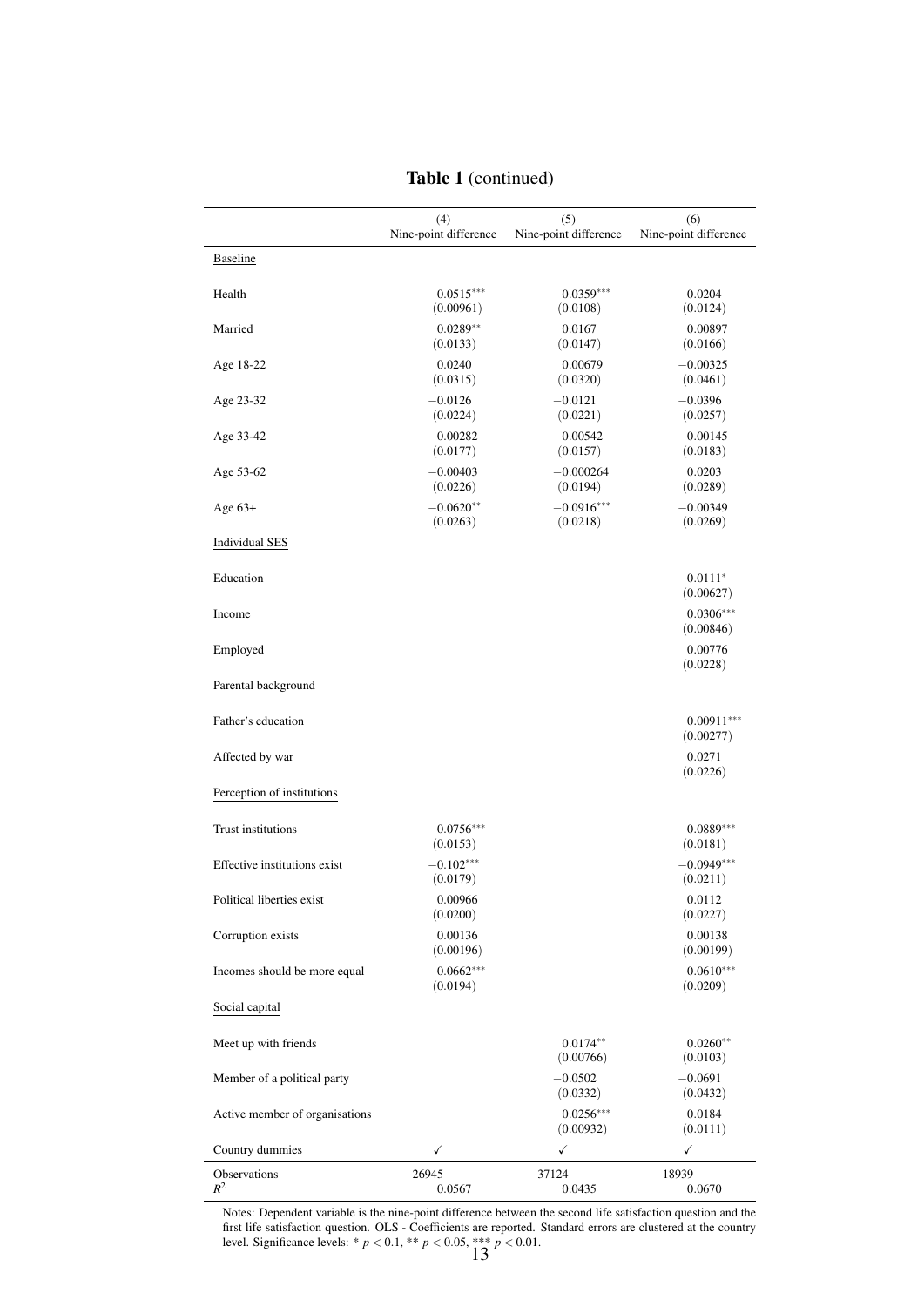**Table 1** (continued)

| | (4)<br>Nine-point difference | (5)<br>Nine-point difference | (6)<br>Nine-point difference |
|---|---|---|---|
| Baseline | | | |
| Health | 0.0515*** | 0.0359*** | 0.0204 |
| | (0.00961) | (0.0108) | (0.0124) |
| Married | 0.0289** | 0.0167 | 0.00897 |
| | (0.0133) | (0.0147) | (0.0166) |
| Age 18-22 | 0.0240 | 0.00679 | −0.00325 |
| | (0.0315) | (0.0320) | (0.0461) |
| Age 23-32 | −0.0126 | −0.0121 | −0.0396 |
| | (0.0224) | (0.0221) | (0.0257) |
| Age 33-42 | 0.00282 | 0.00542 | −0.00145 |
| | (0.0177) | (0.0157) | (0.0183) |
| Age 53-62 | −0.00403 | −0.000264 | 0.0203 |
| | (0.0226) | (0.0194) | (0.0289) |
| Age 63+ | −0.0620** | −0.0916*** | −0.00349 |
| | (0.0263) | (0.0218) | (0.0269) |
| Individual SES | | | |
| Education | | | 0.0111* |
| | | | (0.00627) |
| Income | | | 0.0306*** |
| | | | (0.00846) |
| Employed | | | 0.00776 |
| | | | (0.0228) |
| Parental background | | | |
| Father's education | | | 0.00911*** |
| | | | (0.00277) |
| Affected by war | | | 0.0271 |
| | | | (0.0226) |
| Perception of institutions | | | |
| Trust institutions | −0.0756*** | | −0.0889*** |
| | (0.0153) | | (0.0181) |
| Effective institutions exist | −0.102*** | | −0.0949*** |
| | (0.0179) | | (0.0211) |
| Political liberties exist | 0.00966 | | 0.0112 |
| | (0.0200) | | (0.0227) |
| Corruption exists | 0.00136 | | 0.00138 |
| | (0.00196) | | (0.00199) |
| Incomes should be more equal | −0.0662*** | | −0.0610*** |
| | (0.0194) | | (0.0209) |
| Social capital | | | |
| Meet up with friends | | 0.0174** | 0.0260** |
| | | (0.00766) | (0.0103) |
| Member of a political party | | −0.0502 | −0.0691 |
| | | (0.0332) | (0.0432) |
| Active member of organisations | | 0.0256*** | 0.0184 |
| | | (0.00932) | (0.0111) |
| Country dummies | ✓ | ✓ | ✓ |
| Observations | 26945 | 37124 | 18939 |
| $R^2$ | 0.0567 | 0.0435 | 0.0670 |

Notes: Dependent variable is the nine-point difference between the second life satisfaction question and the first life satisfaction question. OLS - Coefficients are reported. Standard errors are clustered at the country level. Significance levels: * $p < 0.1$, ** $p < 0.05$, *** $p < 0.01$.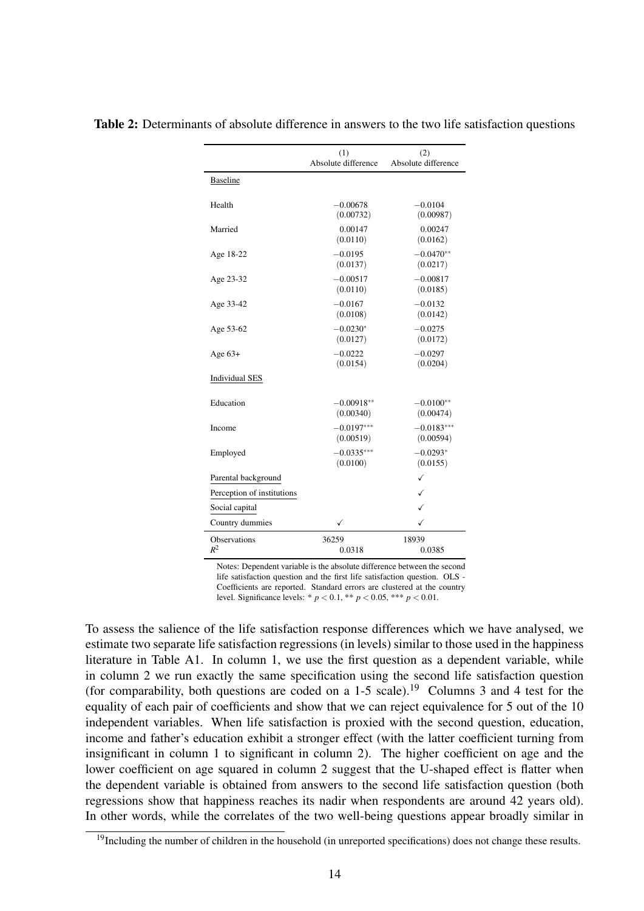**Table 2:** Determinants of absolute difference in answers to the two life satisfaction questions

| | (1) Absolute difference | (2) Absolute difference |
|---|---|---|
| Baseline | | |
| Health | −0.00678 | −0.0104 |
| | (0.00732) | (0.00987) |
| Married | 0.00147 | 0.00247 |
| | (0.0110) | (0.0162) |
| Age 18-22 | −0.0195 | −0.0470** |
| | (0.0137) | (0.0217) |
| Age 23-32 | −0.00517 | −0.00817 |
| | (0.0110) | (0.0185) |
| Age 33-42 | −0.0167 | −0.0132 |
| | (0.0108) | (0.0142) |
| Age 53-62 | −0.0230* | −0.0275 |
| | (0.0127) | (0.0172) |
| Age 63+ | −0.0222 | −0.0297 |
| | (0.0154) | (0.0204) |
| Individual SES | | |
| Education | −0.00918** | −0.0100** |
| | (0.00340) | (0.00474) |
| Income | −0.0197*** | −0.0183*** |
| | (0.00519) | (0.00594) |
| Employed | −0.0335*** | −0.0293* |
| | (0.0100) | (0.0155) |
| Parental background | | ✓ |
| Perception of institutions | | ✓ |
| Social capital | | ✓ |
| Country dummies | ✓ | ✓ |
| Observations | 36259 | 18939 |
| $R^2$ | 0.0318 | 0.0385 |

Notes: Dependent variable is the absolute difference between the second life satisfaction question and the first life satisfaction question. OLS - Coefficients are reported. Standard errors are clustered at the country level. Significance levels: * $p < 0.1$, ** $p < 0.05$, *** $p < 0.01$.

To assess the salience of the life satisfaction response differences which we have analysed, we estimate two separate life satisfaction regressions (in levels) similar to those used in the happiness literature in Table A1. In column 1, we use the first question as a dependent variable, while in column 2 we run exactly the same specification using the second life satisfaction question (for comparability, both questions are coded on a 1-5 scale).[19] Columns 3 and 4 test for the equality of each pair of coefficients and show that we can reject equivalence for 5 out of the 10 independent variables. When life satisfaction is proxied with the second question, education, income and father's education exhibit a stronger effect (with the latter coefficient turning from insignificant in column 1 to significant in column 2). The higher coefficient on age and the lower coefficient on age squared in column 2 suggest that the U-shaped effect is flatter when the dependent variable is obtained from answers to the second life satisfaction question (both regressions show that happiness reaches its nadir when respondents are around 42 years old). In other words, while the correlates of the two well-being questions appear broadly similar in

[19] Including the number of children in the household (in unreported specifications) does not change these results.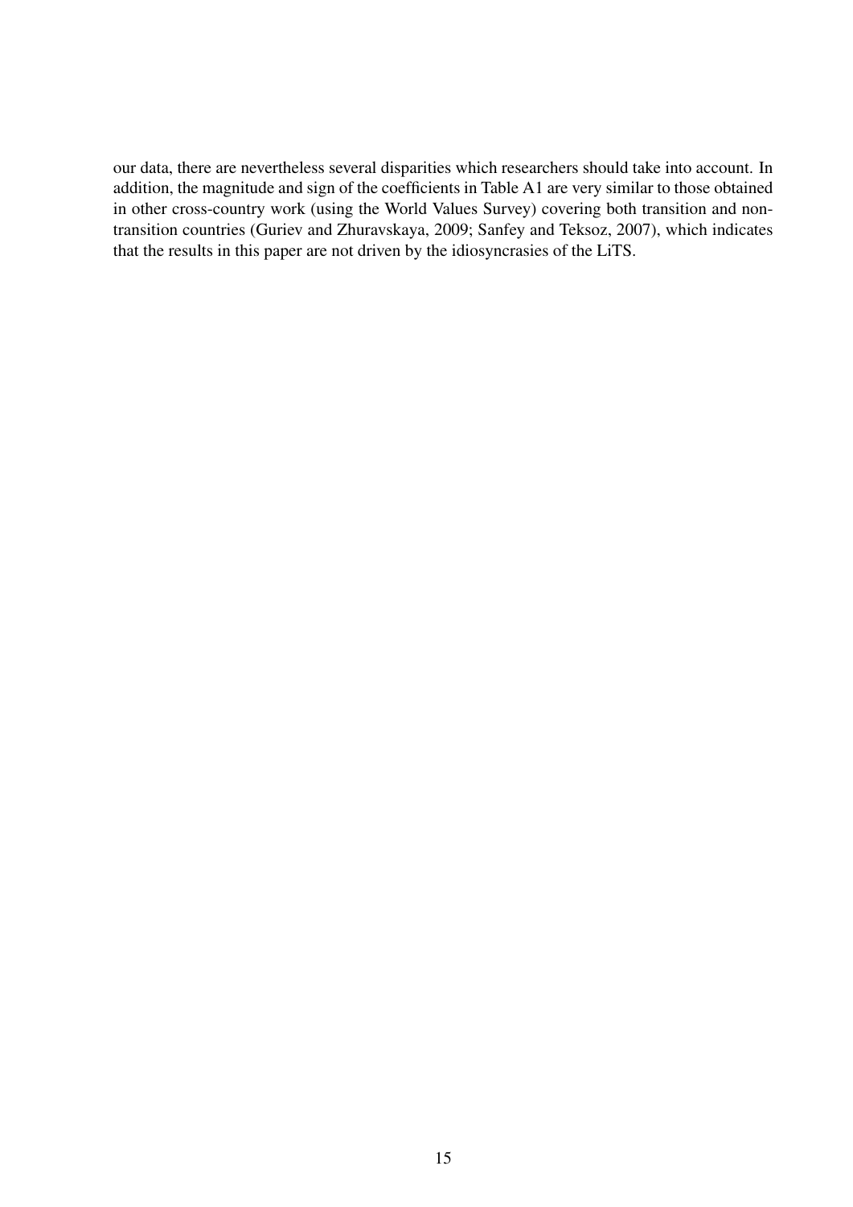our data, there are nevertheless several disparities which researchers should take into account. In addition, the magnitude and sign of the coefficients in Table A1 are very similar to those obtained in other cross-country work (using the World Values Survey) covering both transition and non-transition countries (Guriev and Zhuravskaya, 2009; Sanfey and Teksoz, 2007), which indicates that the results in this paper are not driven by the idiosyncrasies of the LiTS.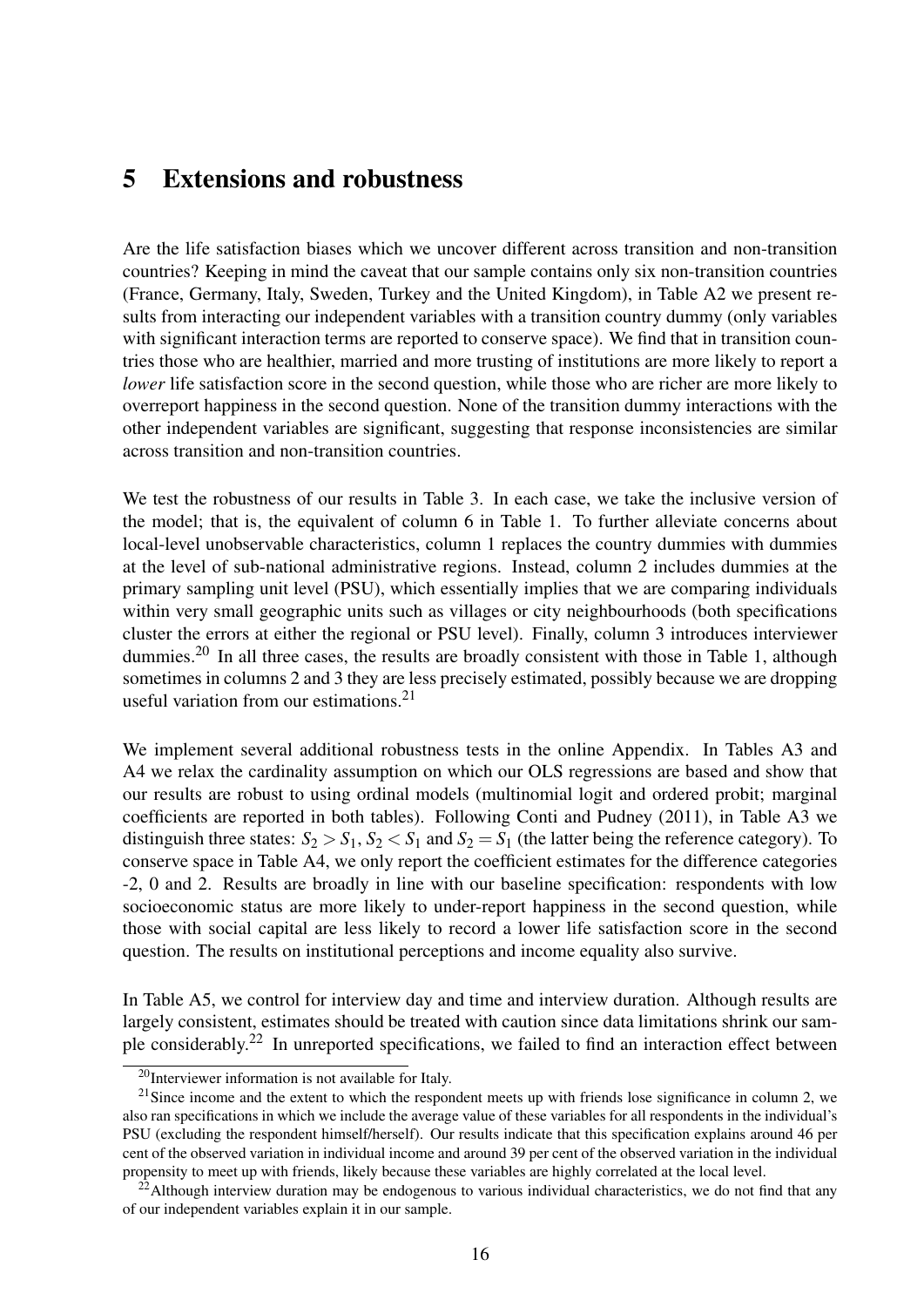# 5 Extensions and robustness

Are the life satisfaction biases which we uncover different across transition and non-transition countries? Keeping in mind the caveat that our sample contains only six non-transition countries (France, Germany, Italy, Sweden, Turkey and the United Kingdom), in Table A2 we present results from interacting our independent variables with a transition country dummy (only variables with significant interaction terms are reported to conserve space). We find that in transition countries those who are healthier, married and more trusting of institutions are more likely to report a *lower* life satisfaction score in the second question, while those who are richer are more likely to overreport happiness in the second question. None of the transition dummy interactions with the other independent variables are significant, suggesting that response inconsistencies are similar across transition and non-transition countries.

We test the robustness of our results in Table 3. In each case, we take the inclusive version of the model; that is, the equivalent of column 6 in Table 1. To further alleviate concerns about local-level unobservable characteristics, column 1 replaces the country dummies with dummies at the level of sub-national administrative regions. Instead, column 2 includes dummies at the primary sampling unit level (PSU), which essentially implies that we are comparing individuals within very small geographic units such as villages or city neighbourhoods (both specifications cluster the errors at either the regional or PSU level). Finally, column 3 introduces interviewer dummies.[20] In all three cases, the results are broadly consistent with those in Table 1, although sometimes in columns 2 and 3 they are less precisely estimated, possibly because we are dropping useful variation from our estimations.[21]

We implement several additional robustness tests in the online Appendix. In Tables A3 and A4 we relax the cardinality assumption on which our OLS regressions are based and show that our results are robust to using ordinal models (multinomial logit and ordered probit; marginal coefficients are reported in both tables). Following Conti and Pudney (2011), in Table A3 we distinguish three states: $S_2 > S_1$, $S_2 < S_1$ and $S_2 = S_1$ (the latter being the reference category). To conserve space in Table A4, we only report the coefficient estimates for the difference categories -2, 0 and 2. Results are broadly in line with our baseline specification: respondents with low socioeconomic status are more likely to under-report happiness in the second question, while those with social capital are less likely to record a lower life satisfaction score in the second question. The results on institutional perceptions and income equality also survive.

In Table A5, we control for interview day and time and interview duration. Although results are largely consistent, estimates should be treated with caution since data limitations shrink our sample considerably.[22] In unreported specifications, we failed to find an interaction effect between

[20] Interviewer information is not available for Italy.

[21] Since income and the extent to which the respondent meets up with friends lose significance in column 2, we also ran specifications in which we include the average value of these variables for all respondents in the individual's PSU (excluding the respondent himself/herself). Our results indicate that this specification explains around 46 per cent of the observed variation in individual income and around 39 per cent of the observed variation in the individual propensity to meet up with friends, likely because these variables are highly correlated at the local level.

[22] Although interview duration may be endogenous to various individual characteristics, we do not find that any of our independent variables explain it in our sample.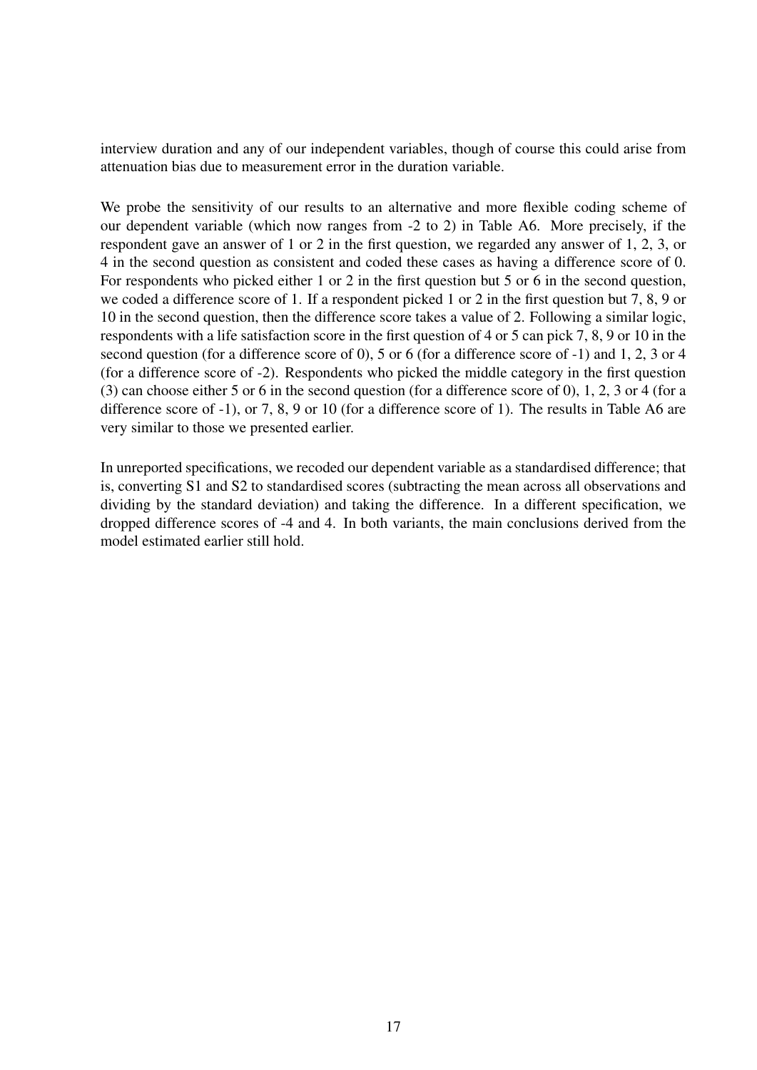interview duration and any of our independent variables, though of course this could arise from attenuation bias due to measurement error in the duration variable.

We probe the sensitivity of our results to an alternative and more flexible coding scheme of our dependent variable (which now ranges from -2 to 2) in Table A6. More precisely, if the respondent gave an answer of 1 or 2 in the first question, we regarded any answer of 1, 2, 3, or 4 in the second question as consistent and coded these cases as having a difference score of 0. For respondents who picked either 1 or 2 in the first question but 5 or 6 in the second question, we coded a difference score of 1. If a respondent picked 1 or 2 in the first question but 7, 8, 9 or 10 in the second question, then the difference score takes a value of 2. Following a similar logic, respondents with a life satisfaction score in the first question of 4 or 5 can pick 7, 8, 9 or 10 in the second question (for a difference score of 0), 5 or 6 (for a difference score of -1) and 1, 2, 3 or 4 (for a difference score of -2). Respondents who picked the middle category in the first question (3) can choose either 5 or 6 in the second question (for a difference score of 0), 1, 2, 3 or 4 (for a difference score of -1), or 7, 8, 9 or 10 (for a difference score of 1). The results in Table A6 are very similar to those we presented earlier.

In unreported specifications, we recoded our dependent variable as a standardised difference; that is, converting S1 and S2 to standardised scores (subtracting the mean across all observations and dividing by the standard deviation) and taking the difference. In a different specification, we dropped difference scores of -4 and 4. In both variants, the main conclusions derived from the model estimated earlier still hold.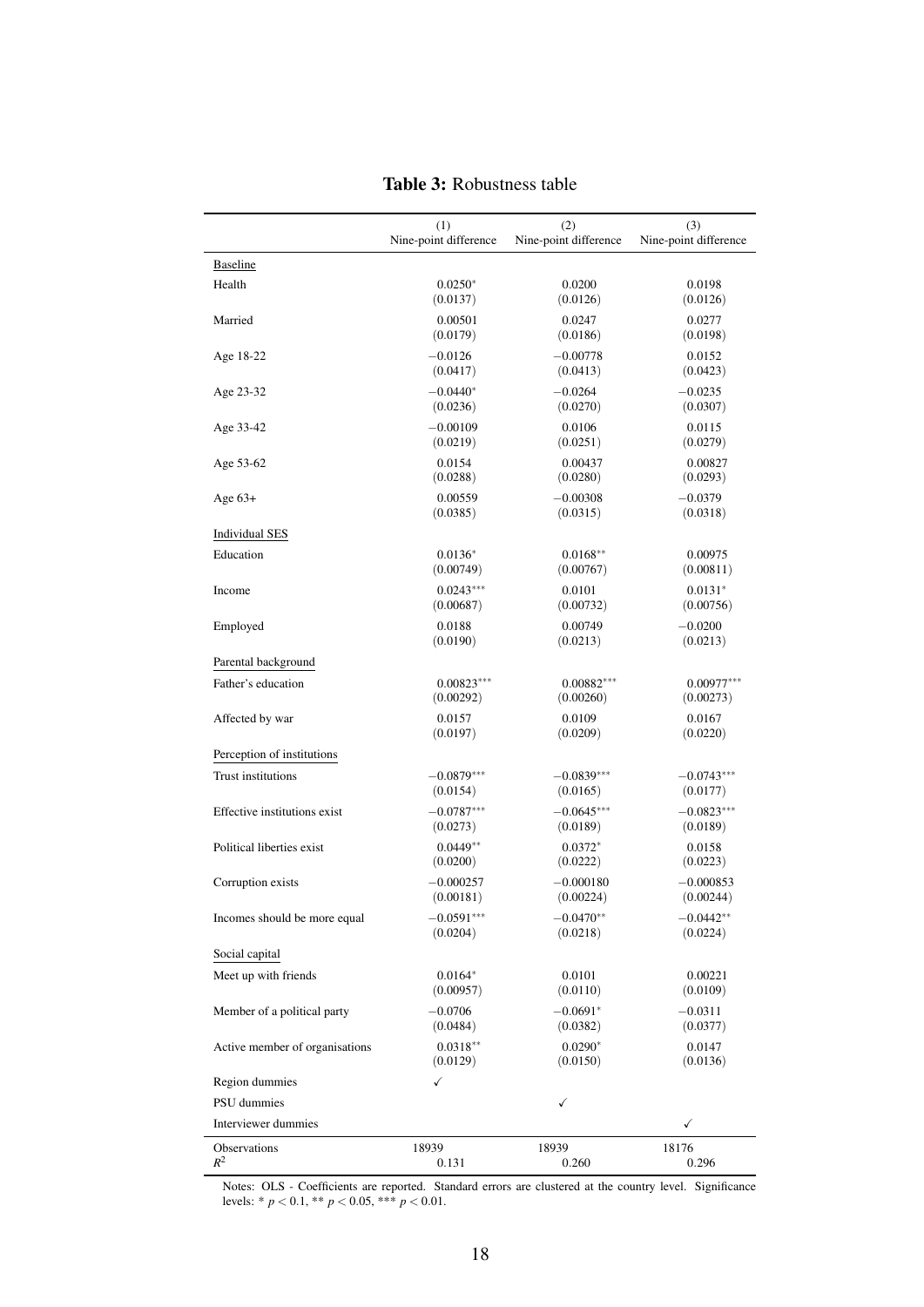**Table 3:** Robustness table

| | (1)<br>Nine-point difference | (2)<br>Nine-point difference | (3)<br>Nine-point difference |
|---|---|---|---|
| Baseline | | | |
| Health | 0.0250* | 0.0200 | 0.0198 |
| | (0.0137) | (0.0126) | (0.0126) |
| Married | 0.00501 | 0.0247 | 0.0277 |
| | (0.0179) | (0.0186) | (0.0198) |
| Age 18-22 | −0.0126 | −0.00778 | 0.0152 |
| | (0.0417) | (0.0413) | (0.0423) |
| Age 23-32 | −0.0440* | −0.0264 | −0.0235 |
| | (0.0236) | (0.0270) | (0.0307) |
| Age 33-42 | −0.00109 | 0.0106 | 0.0115 |
| | (0.0219) | (0.0251) | (0.0279) |
| Age 53-62 | 0.0154 | 0.00437 | 0.00827 |
| | (0.0288) | (0.0280) | (0.0293) |
| Age 63+ | 0.00559 | −0.00308 | −0.0379 |
| | (0.0385) | (0.0315) | (0.0318) |
| Individual SES | | | |
| Education | 0.0136* | 0.0168** | 0.00975 |
| | (0.00749) | (0.00767) | (0.00811) |
| Income | 0.0243*** | 0.0101 | 0.0131* |
| | (0.00687) | (0.00732) | (0.00756) |
| Employed | 0.0188 | 0.00749 | −0.0200 |
| | (0.0190) | (0.0213) | (0.0213) |
| Parental background | | | |
| Father's education | 0.00823*** | 0.00882*** | 0.00977*** |
| | (0.00292) | (0.00260) | (0.00273) |
| Affected by war | 0.0157 | 0.0109 | 0.0167 |
| | (0.0197) | (0.0209) | (0.0220) |
| Perception of institutions | | | |
| Trust institutions | −0.0879*** | −0.0839*** | −0.0743*** |
| | (0.0154) | (0.0165) | (0.0177) |
| Effective institutions exist | −0.0787*** | −0.0645*** | −0.0823*** |
| | (0.0273) | (0.0189) | (0.0189) |
| Political liberties exist | 0.0449** | 0.0372* | 0.0158 |
| | (0.0200) | (0.0222) | (0.0223) |
| Corruption exists | −0.000257 | −0.000180 | −0.000853 |
| | (0.00181) | (0.00224) | (0.00244) |
| Incomes should be more equal | −0.0591*** | −0.0470** | −0.0442** |
| | (0.0204) | (0.0218) | (0.0224) |
| Social capital | | | |
| Meet up with friends | 0.0164* | 0.0101 | 0.00221 |
| | (0.00957) | (0.0110) | (0.0109) |
| Member of a political party | −0.0706 | −0.0691* | −0.0311 |
| | (0.0484) | (0.0382) | (0.0377) |
| Active member of organisations | 0.0318** | 0.0290* | 0.0147 |
| | (0.0129) | (0.0150) | (0.0136) |
| Region dummies | ✓ | | |
| PSU dummies | | ✓ | |
| Interviewer dummies | | | ✓ |
| Observations | 18939 | 18939 | 18176 |
| $R^2$ | 0.131 | 0.260 | 0.296 |

Notes: OLS - Coefficients are reported. Standard errors are clustered at the country level. Significance levels: * $p < 0.1$, ** $p < 0.05$, *** $p < 0.01$.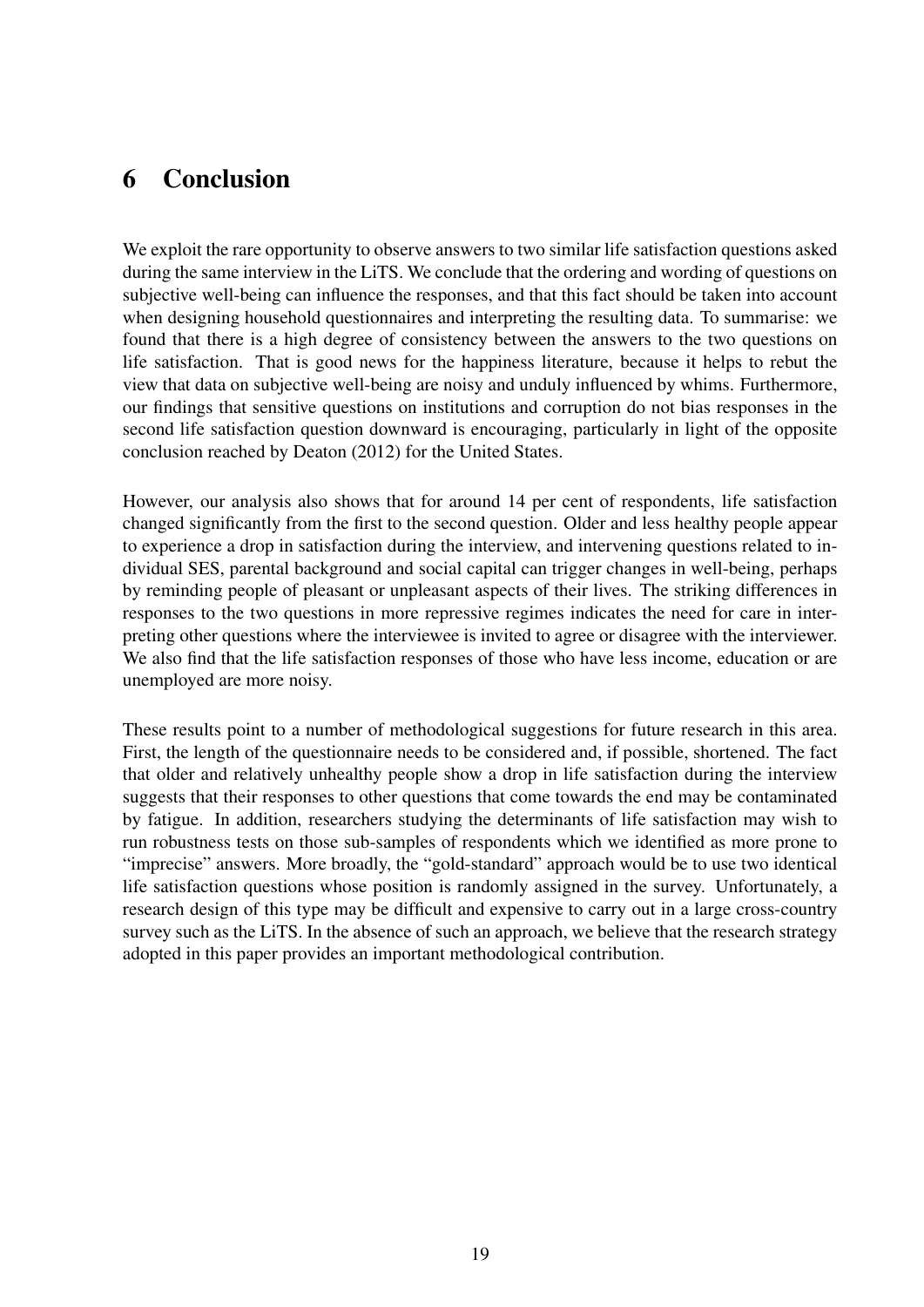# 6 Conclusion

We exploit the rare opportunity to observe answers to two similar life satisfaction questions asked during the same interview in the LiTS. We conclude that the ordering and wording of questions on subjective well-being can influence the responses, and that this fact should be taken into account when designing household questionnaires and interpreting the resulting data. To summarise: we found that there is a high degree of consistency between the answers to the two questions on life satisfaction. That is good news for the happiness literature, because it helps to rebut the view that data on subjective well-being are noisy and unduly influenced by whims. Furthermore, our findings that sensitive questions on institutions and corruption do not bias responses in the second life satisfaction question downward is encouraging, particularly in light of the opposite conclusion reached by Deaton (2012) for the United States.

However, our analysis also shows that for around 14 per cent of respondents, life satisfaction changed significantly from the first to the second question. Older and less healthy people appear to experience a drop in satisfaction during the interview, and intervening questions related to individual SES, parental background and social capital can trigger changes in well-being, perhaps by reminding people of pleasant or unpleasant aspects of their lives. The striking differences in responses to the two questions in more repressive regimes indicates the need for care in interpreting other questions where the interviewee is invited to agree or disagree with the interviewer. We also find that the life satisfaction responses of those who have less income, education or are unemployed are more noisy.

These results point to a number of methodological suggestions for future research in this area. First, the length of the questionnaire needs to be considered and, if possible, shortened. The fact that older and relatively unhealthy people show a drop in life satisfaction during the interview suggests that their responses to other questions that come towards the end may be contaminated by fatigue. In addition, researchers studying the determinants of life satisfaction may wish to run robustness tests on those sub-samples of respondents which we identified as more prone to "imprecise" answers. More broadly, the "gold-standard" approach would be to use two identical life satisfaction questions whose position is randomly assigned in the survey. Unfortunately, a research design of this type may be difficult and expensive to carry out in a large cross-country survey such as the LiTS. In the absence of such an approach, we believe that the research strategy adopted in this paper provides an important methodological contribution.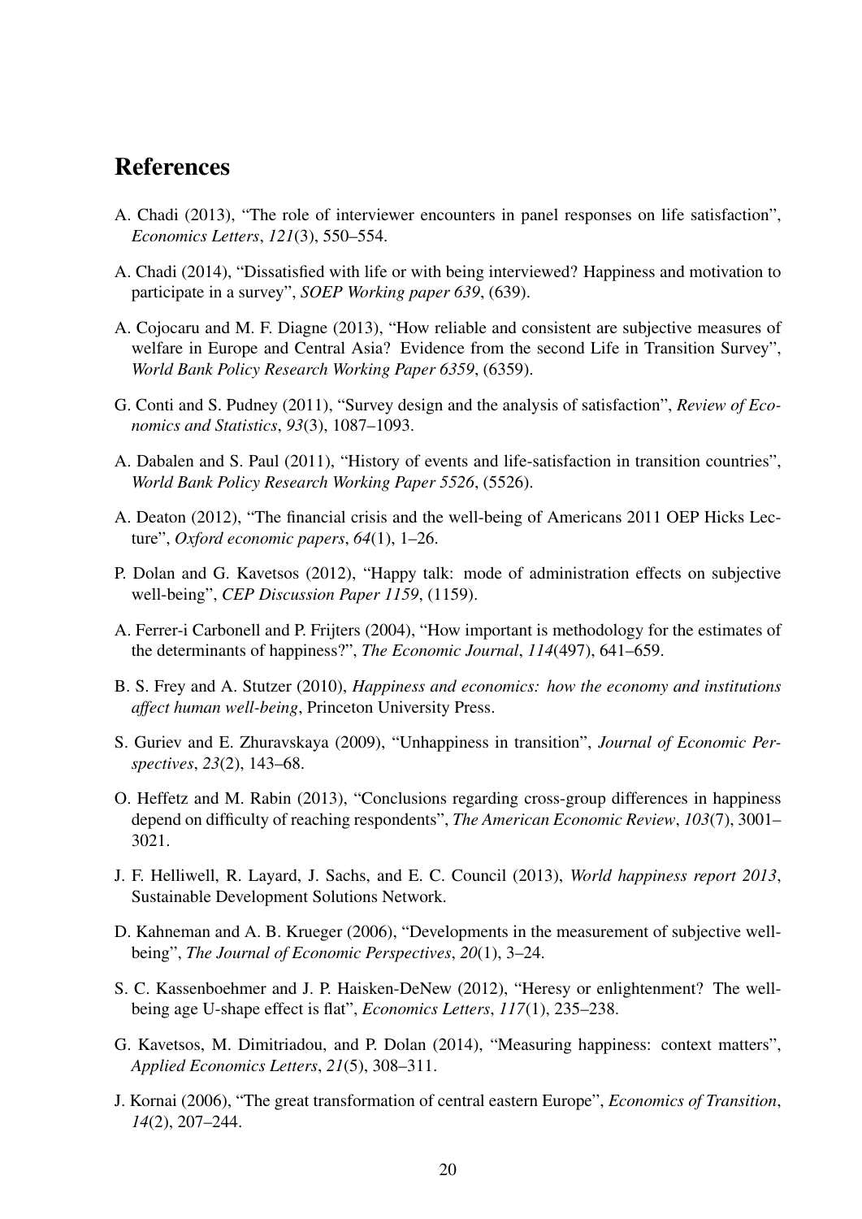# References

A. Chadi (2013), "The role of interviewer encounters in panel responses on life satisfaction", *Economics Letters*, *121*(3), 550–554.

A. Chadi (2014), "Dissatisfied with life or with being interviewed? Happiness and motivation to participate in a survey", *SOEP Working paper 639*, (639).

A. Cojocaru and M. F. Diagne (2013), "How reliable and consistent are subjective measures of welfare in Europe and Central Asia? Evidence from the second Life in Transition Survey", *World Bank Policy Research Working Paper 6359*, (6359).

G. Conti and S. Pudney (2011), "Survey design and the analysis of satisfaction", *Review of Economics and Statistics*, *93*(3), 1087–1093.

A. Dabalen and S. Paul (2011), "History of events and life-satisfaction in transition countries", *World Bank Policy Research Working Paper 5526*, (5526).

A. Deaton (2012), "The financial crisis and the well-being of Americans 2011 OEP Hicks Lecture", *Oxford economic papers*, *64*(1), 1–26.

P. Dolan and G. Kavetsos (2012), "Happy talk: mode of administration effects on subjective well-being", *CEP Discussion Paper 1159*, (1159).

A. Ferrer-i Carbonell and P. Frijters (2004), "How important is methodology for the estimates of the determinants of happiness?", *The Economic Journal*, *114*(497), 641–659.

B. S. Frey and A. Stutzer (2010), *Happiness and economics: how the economy and institutions affect human well-being*, Princeton University Press.

S. Guriev and E. Zhuravskaya (2009), "Unhappiness in transition", *Journal of Economic Perspectives*, *23*(2), 143–68.

O. Heffetz and M. Rabin (2013), "Conclusions regarding cross-group differences in happiness depend on difficulty of reaching respondents", *The American Economic Review*, *103*(7), 3001–3021.

J. F. Helliwell, R. Layard, J. Sachs, and E. C. Council (2013), *World happiness report 2013*, Sustainable Development Solutions Network.

D. Kahneman and A. B. Krueger (2006), "Developments in the measurement of subjective well-being", *The Journal of Economic Perspectives*, *20*(1), 3–24.

S. C. Kassenboehmer and J. P. Haisken-DeNew (2012), "Heresy or enlightenment? The well-being age U-shape effect is flat", *Economics Letters*, *117*(1), 235–238.

G. Kavetsos, M. Dimitriadou, and P. Dolan (2014), "Measuring happiness: context matters", *Applied Economics Letters*, *21*(5), 308–311.

J. Kornai (2006), "The great transformation of central eastern Europe", *Economics of Transition*, *14*(2), 207–244.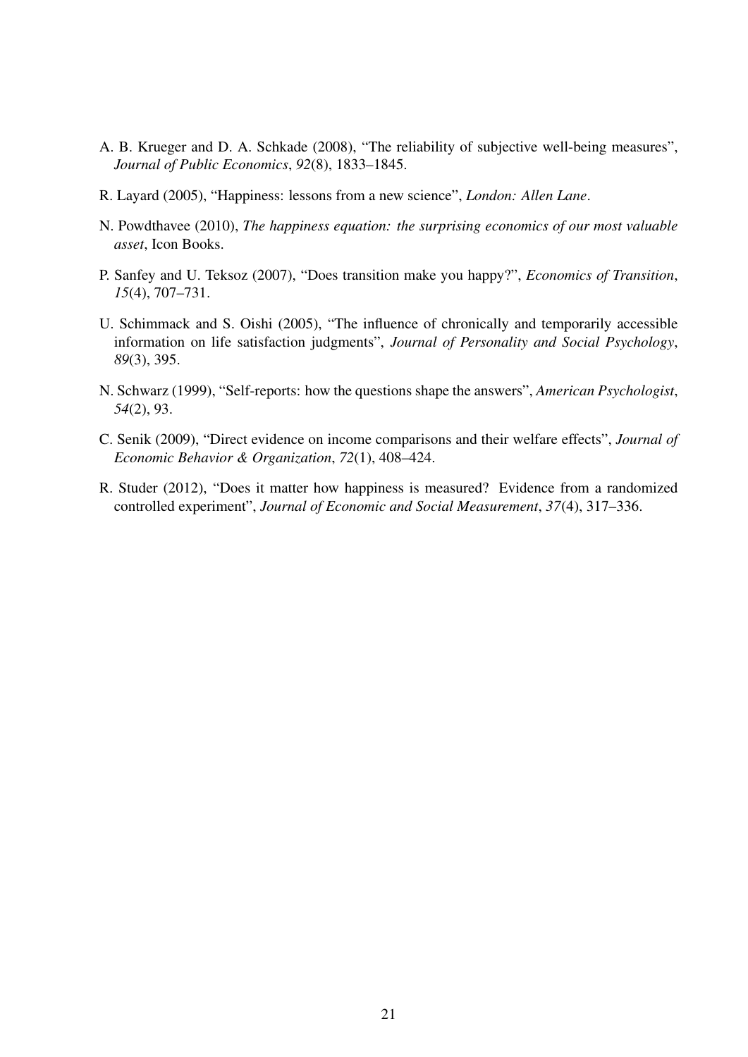A. B. Krueger and D. A. Schkade (2008), "The reliability of subjective well-being measures", *Journal of Public Economics*, *92*(8), 1833–1845.

R. Layard (2005), "Happiness: lessons from a new science", *London: Allen Lane*.

N. Powdthavee (2010), *The happiness equation: the surprising economics of our most valuable asset*, Icon Books.

P. Sanfey and U. Teksoz (2007), "Does transition make you happy?", *Economics of Transition*, *15*(4), 707–731.

U. Schimmack and S. Oishi (2005), "The influence of chronically and temporarily accessible information on life satisfaction judgments", *Journal of Personality and Social Psychology*, *89*(3), 395.

N. Schwarz (1999), "Self-reports: how the questions shape the answers", *American Psychologist*, *54*(2), 93.

C. Senik (2009), "Direct evidence on income comparisons and their welfare effects", *Journal of Economic Behavior & Organization*, *72*(1), 408–424.

R. Studer (2012), "Does it matter how happiness is measured? Evidence from a randomized controlled experiment", *Journal of Economic and Social Measurement*, *37*(4), 317–336.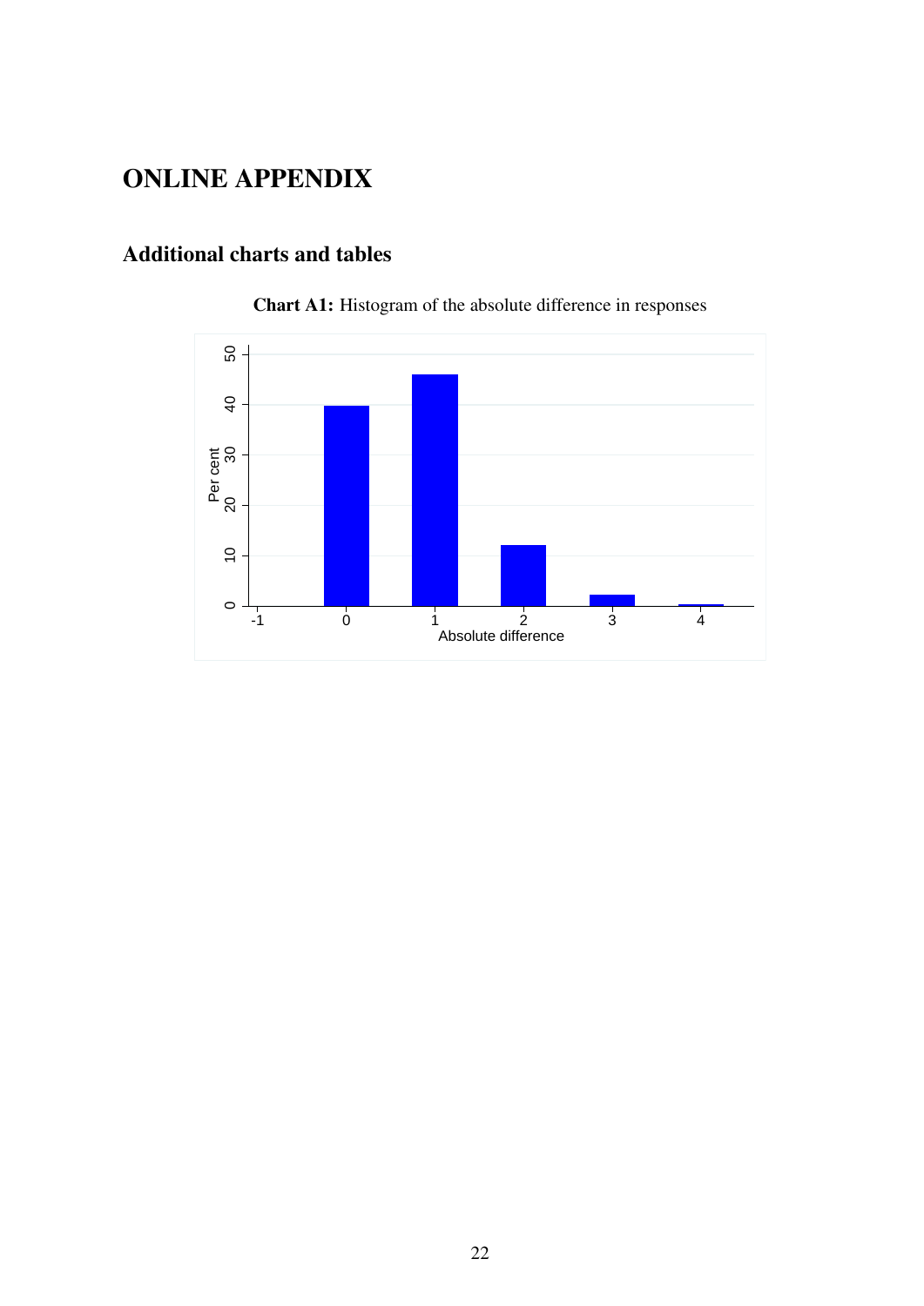# ONLINE APPENDIX

## Additional charts and tables

**Chart A1:** Histogram of the absolute difference in responses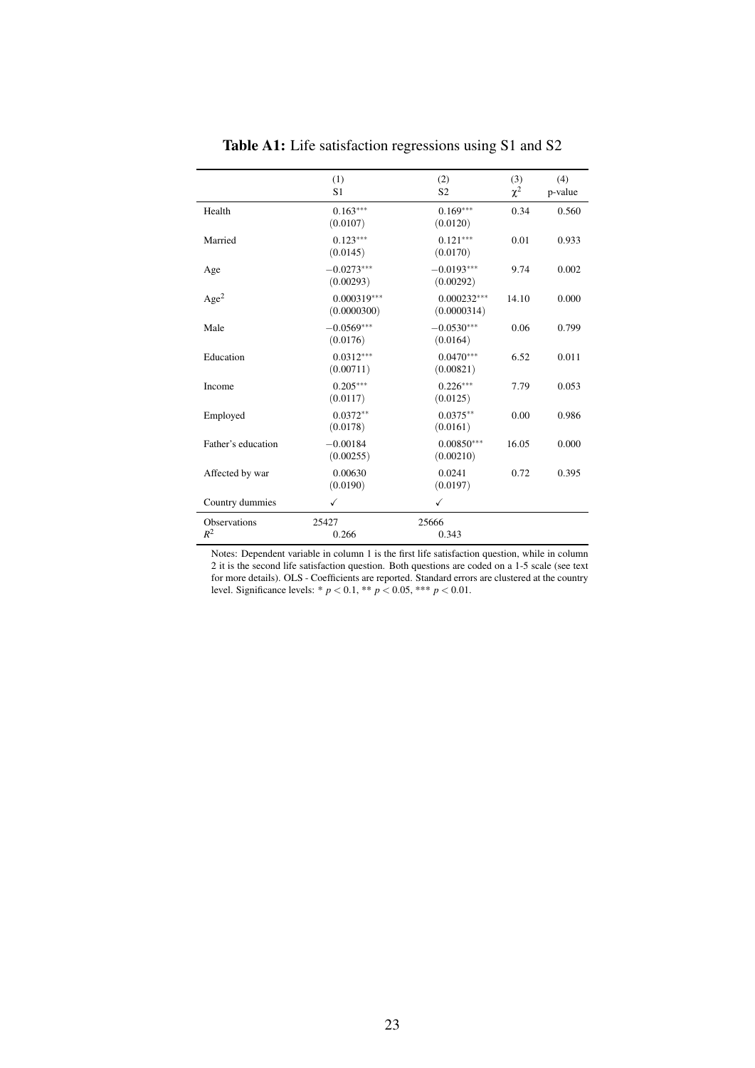**Table A1:** Life satisfaction regressions using S1 and S2

| | (1)<br>S1 | (2)<br>S2 | (3)<br>$\chi^2$ | (4)<br>p-value |
|---|---|---|---|---|
| Health | 0.163*** | 0.169*** | 0.34 | 0.560 |
| | (0.0107) | (0.0120) | | |
| Married | 0.123*** | 0.121*** | 0.01 | 0.933 |
| | (0.0145) | (0.0170) | | |
| Age | −0.0273*** | −0.0193*** | 9.74 | 0.002 |
| | (0.00293) | (0.00292) | | |
| Age$^2$ | 0.000319*** | 0.000232*** | 14.10 | 0.000 |
| | (0.0000300) | (0.0000314) | | |
| Male | −0.0569*** | −0.0530*** | 0.06 | 0.799 |
| | (0.0176) | (0.0164) | | |
| Education | 0.0312*** | 0.0470*** | 6.52 | 0.011 |
| | (0.00711) | (0.00821) | | |
| Income | 0.205*** | 0.226*** | 7.79 | 0.053 |
| | (0.0117) | (0.0125) | | |
| Employed | 0.0372** | 0.0375** | 0.00 | 0.986 |
| | (0.0178) | (0.0161) | | |
| Father's education | −0.00184 | 0.00850*** | 16.05 | 0.000 |
| | (0.00255) | (0.00210) | | |
| Affected by war | 0.00630 | 0.0241 | 0.72 | 0.395 |
| | (0.0190) | (0.0197) | | |
| Country dummies | ✓ | ✓ | | |
| Observations | 25427 | 25666 | | |
| $R^2$ | 0.266 | 0.343 | | |

Notes: Dependent variable in column 1 is the first life satisfaction question, while in column 2 it is the second life satisfaction question. Both questions are coded on a 1-5 scale (see text for more details). OLS - Coefficients are reported. Standard errors are clustered at the country level. Significance levels: * $p < 0.1$, ** $p < 0.05$, *** $p < 0.01$.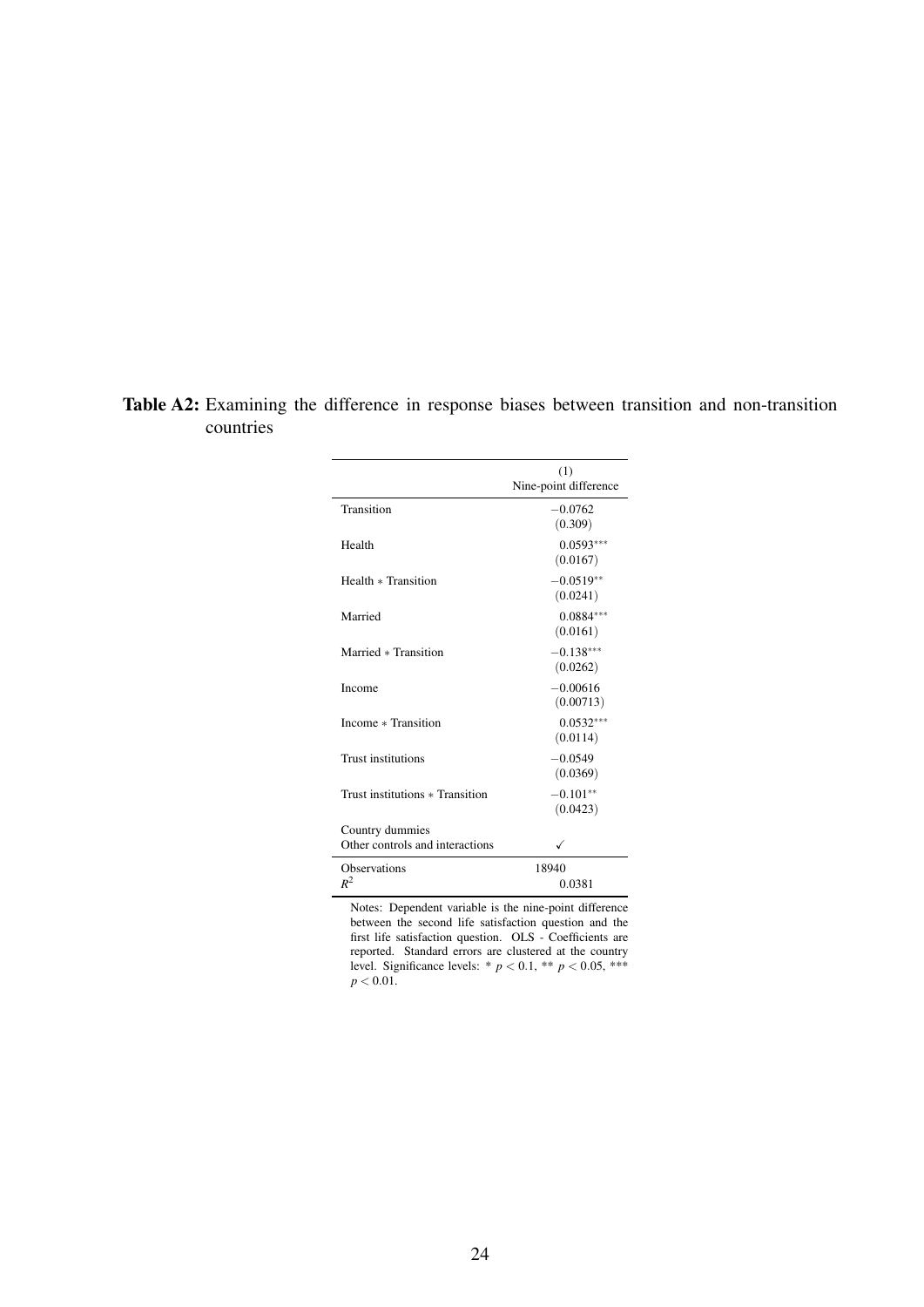**Table A2:** Examining the difference in response biases between transition and non-transition countries

| | (1) Nine-point difference |
|---|---|
| Transition | $-0.0762$ |
| | $(0.309)$ |
| Health | $0.0593^{***}$ |
| | $(0.0167)$ |
| Health ∗ Transition | $-0.0519^{**}$ |
| | $(0.0241)$ |
| Married | $0.0884^{***}$ |
| | $(0.0161)$ |
| Married ∗ Transition | $-0.138^{***}$ |
| | $(0.0262)$ |
| Income | $-0.00616$ |
| | $(0.00713)$ |
| Income ∗ Transition | $0.0532^{***}$ |
| | $(0.0114)$ |
| Trust institutions | $-0.0549$ |
| | $(0.0369)$ |
| Trust institutions ∗ Transition | $-0.101^{**}$ |
| | $(0.0423)$ |
| Country dummies | |
| Other controls and interactions | ✓ |
| Observations | 18940 |
| $R^2$ | 0.0381 |

Notes: Dependent variable is the nine-point difference between the second life satisfaction question and the first life satisfaction question. OLS - Coefficients are reported. Standard errors are clustered at the country level. Significance levels: * $p < 0.1$, ** $p < 0.05$, *** $p < 0.01$.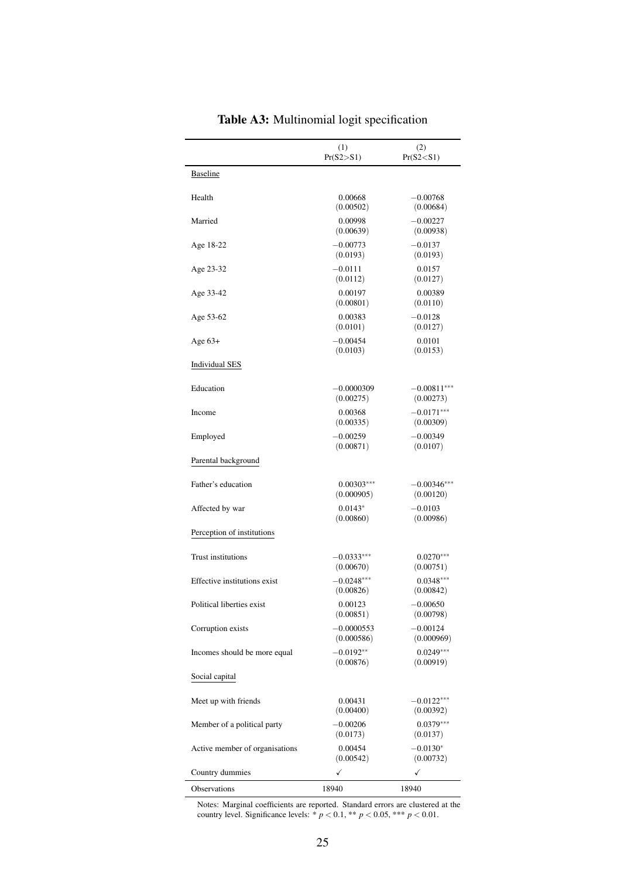**Table A3:** Multinomial logit specification

| | (1) Pr(S2>S1) | (2) Pr(S2<S1) |
|---|---|---|
| Baseline | | |
| Health | 0.00668 | −0.00768 |
| | (0.00502) | (0.00684) |
| Married | 0.00998 | −0.00227 |
| | (0.00639) | (0.00938) |
| Age 18-22 | −0.00773 | −0.0137 |
| | (0.0193) | (0.0193) |
| Age 23-32 | −0.0111 | 0.0157 |
| | (0.0112) | (0.0127) |
| Age 33-42 | 0.00197 | 0.00389 |
| | (0.00801) | (0.0110) |
| Age 53-62 | 0.00383 | −0.0128 |
| | (0.0101) | (0.0127) |
| Age 63+ | −0.00454 | 0.0101 |
| | (0.0103) | (0.0153) |
| Individual SES | | |
| Education | −0.0000309 | −0.00811*** |
| | (0.00275) | (0.00273) |
| Income | 0.00368 | −0.0171*** |
| | (0.00335) | (0.00309) |
| Employed | −0.00259 | −0.00349 |
| | (0.00871) | (0.0107) |
| Parental background | | |
| Father's education | 0.00303*** | −0.00346*** |
| | (0.000905) | (0.00120) |
| Affected by war | 0.0143* | −0.0103 |
| | (0.00860) | (0.00986) |
| Perception of institutions | | |
| Trust institutions | −0.0333*** | 0.0270*** |
| | (0.00670) | (0.00751) |
| Effective institutions exist | −0.0248*** | 0.0348*** |
| | (0.00826) | (0.00842) |
| Political liberties exist | 0.00123 | −0.00650 |
| | (0.00851) | (0.00798) |
| Corruption exists | −0.0000553 | −0.00124 |
| | (0.000586) | (0.000969) |
| Incomes should be more equal | −0.0192** | 0.0249*** |
| | (0.00876) | (0.00919) |
| Social capital | | |
| Meet up with friends | 0.00431 | −0.0122*** |
| | (0.00400) | (0.00392) |
| Member of a political party | −0.00206 | 0.0379*** |
| | (0.0173) | (0.0137) |
| Active member of organisations | 0.00454 | −0.0130* |
| | (0.00542) | (0.00732) |
| Country dummies | ✓ | ✓ |
| Observations | 18940 | 18940 |

Notes: Marginal coefficients are reported. Standard errors are clustered at the country level. Significance levels: * $p < 0.1$, ** $p < 0.05$, *** $p < 0.01$.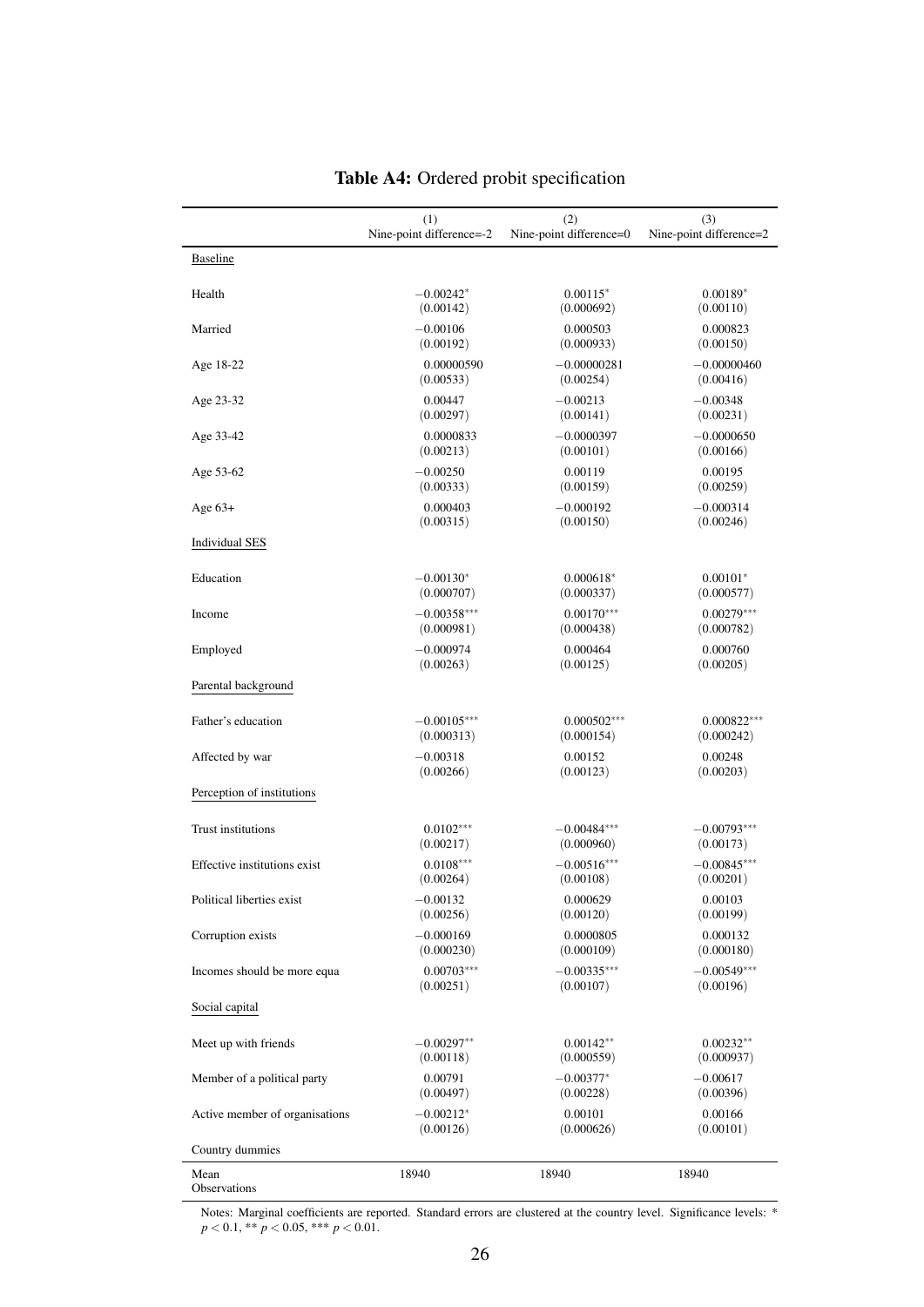**Table A4:** Ordered probit specification

| | (1) Nine-point difference=-2 | (2) Nine-point difference=0 | (3) Nine-point difference=2 |
|---|---|---|---|
| Baseline | | | |
| Health | $-0.00242^{*}$ | $0.00115^{*}$ | $0.00189^{*}$ |
| | (0.00142) | (0.000692) | (0.00110) |
| Married | $-0.00106$ | 0.000503 | 0.000823 |
| | (0.00192) | (0.000933) | (0.00150) |
| Age 18-22 | 0.00000590 | $-0.00000281$ | $-0.00000460$ |
| | (0.00533) | (0.00254) | (0.00416) |
| Age 23-32 | 0.00447 | $-0.00213$ | $-0.00348$ |
| | (0.00297) | (0.00141) | (0.00231) |
| Age 33-42 | 0.0000833 | $-0.0000397$ | $-0.0000650$ |
| | (0.00213) | (0.00101) | (0.00166) |
| Age 53-62 | $-0.00250$ | 0.00119 | 0.00195 |
| | (0.00333) | (0.00159) | (0.00259) |
| Age 63+ | 0.000403 | $-0.000192$ | $-0.000314$ |
| | (0.00315) | (0.00150) | (0.00246) |
| Individual SES | | | |
| Education | $-0.00130^{*}$ | $0.000618^{*}$ | $0.00101^{*}$ |
| | (0.000707) | (0.000337) | (0.000577) |
| Income | $-0.00358^{***}$ | $0.00170^{***}$ | $0.00279^{***}$ |
| | (0.000981) | (0.000438) | (0.000782) |
| Employed | $-0.000974$ | 0.000464 | 0.000760 |
| | (0.00263) | (0.00125) | (0.00205) |
| Parental background | | | |
| Father's education | $-0.00105^{***}$ | $0.000502^{***}$ | $0.000822^{***}$ |
| | (0.000313) | (0.000154) | (0.000242) |
| Affected by war | $-0.00318$ | 0.00152 | 0.00248 |
| | (0.00266) | (0.00123) | (0.00203) |
| Perception of institutions | | | |
| Trust institutions | $0.0102^{***}$ | $-0.00484^{***}$ | $-0.00793^{***}$ |
| | (0.00217) | (0.000960) | (0.00173) |
| Effective institutions exist | $0.0108^{***}$ | $-0.00516^{***}$ | $-0.00845^{***}$ |
| | (0.00264) | (0.00108) | (0.00201) |
| Political liberties exist | $-0.00132$ | 0.000629 | 0.00103 |
| | (0.00256) | (0.00120) | (0.00199) |
| Corruption exists | $-0.000169$ | 0.0000805 | 0.000132 |
| | (0.000230) | (0.000109) | (0.000180) |
| Incomes should be more equa | $0.00703^{***}$ | $-0.00335^{***}$ | $-0.00549^{***}$ |
| | (0.00251) | (0.00107) | (0.00196) |
| Social capital | | | |
| Meet up with friends | $-0.00297^{**}$ | $0.00142^{**}$ | $0.00232^{**}$ |
| | (0.00118) | (0.000559) | (0.000937) |
| Member of a political party | 0.00791 | $-0.00377^{*}$ | $-0.00617$ |
| | (0.00497) | (0.00228) | (0.00396) |
| Active member of organisations | $-0.00212^{*}$ | 0.00101 | 0.00166 |
| | (0.00126) | (0.000626) | (0.00101) |
| Country dummies | | | |
| Mean | 18940 | 18940 | 18940 |
| Observations | | | |

Notes: Marginal coefficients are reported. Standard errors are clustered at the country level. Significance levels: * $p < 0.1$, ** $p < 0.05$, *** $p < 0.01$.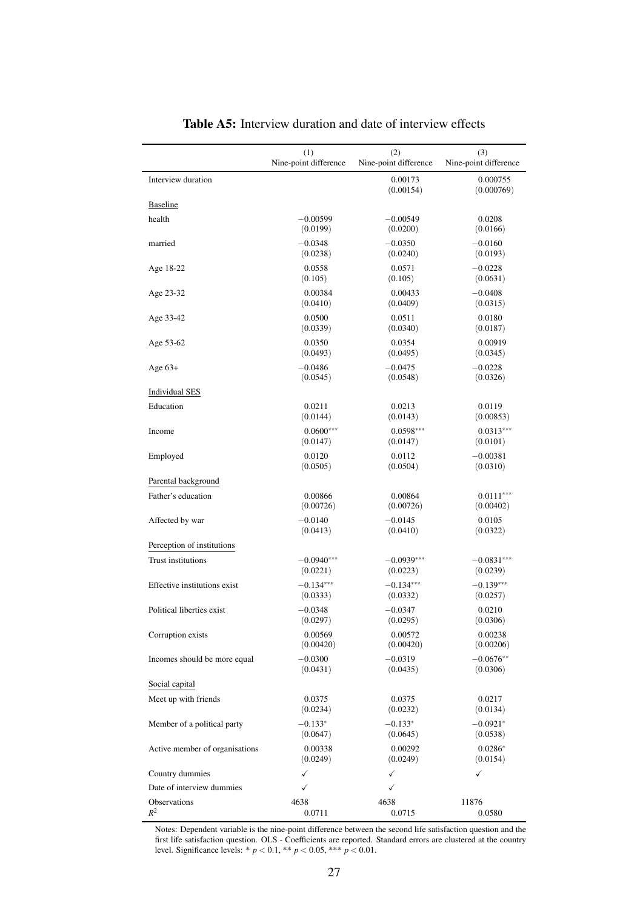**Table A5:** Interview duration and date of interview effects

| | (1) Nine-point difference | (2) Nine-point difference | (3) Nine-point difference |
|---|---|---|---|
| Interview duration | | 0.00173 | 0.000755 |
| | | (0.00154) | (0.000769) |
| Baseline | | | |
| health | −0.00599 | −0.00549 | 0.0208 |
| | (0.0199) | (0.0200) | (0.0166) |
| married | −0.0348 | −0.0350 | −0.0160 |
| | (0.0238) | (0.0240) | (0.0193) |
| Age 18-22 | 0.0558 | 0.0571 | −0.0228 |
| | (0.105) | (0.105) | (0.0631) |
| Age 23-32 | 0.00384 | 0.00433 | −0.0408 |
| | (0.0410) | (0.0409) | (0.0315) |
| Age 33-42 | 0.0500 | 0.0511 | 0.0180 |
| | (0.0339) | (0.0340) | (0.0187) |
| Age 53-62 | 0.0350 | 0.0354 | 0.00919 |
| | (0.0493) | (0.0495) | (0.0345) |
| Age 63+ | −0.0486 | −0.0475 | −0.0228 |
| | (0.0545) | (0.0548) | (0.0326) |
| Individual SES | | | |
| Education | 0.0211 | 0.0213 | 0.0119 |
| | (0.0144) | (0.0143) | (0.00853) |
| Income | $0.0600^{***}$ | $0.0598^{***}$ | $0.0313^{***}$ |
| | (0.0147) | (0.0147) | (0.0101) |
| Employed | 0.0120 | 0.0112 | −0.00381 |
| | (0.0505) | (0.0504) | (0.0310) |
| Parental background | | | |
| Father's education | 0.00866 | 0.00864 | $0.0111^{***}$ |
| | (0.00726) | (0.00726) | (0.00402) |
| Affected by war | −0.0140 | −0.0145 | 0.0105 |
| | (0.0413) | (0.0410) | (0.0322) |
| Perception of institutions | | | |
| Trust institutions | $-0.0940^{***}$ | $-0.0939^{***}$ | $-0.0831^{***}$ |
| | (0.0221) | (0.0223) | (0.0239) |
| Effective institutions exist | $-0.134^{***}$ | $-0.134^{***}$ | $-0.139^{***}$ |
| | (0.0333) | (0.0332) | (0.0257) |
| Political liberties exist | −0.0348 | −0.0347 | 0.0210 |
| | (0.0297) | (0.0295) | (0.0306) |
| Corruption exists | 0.00569 | 0.00572 | 0.00238 |
| | (0.00420) | (0.00420) | (0.00206) |
| Incomes should be more equal | −0.0300 | −0.0319 | $-0.0676^{**}$ |
| | (0.0431) | (0.0435) | (0.0306) |
| Social capital | | | |
| Meet up with friends | 0.0375 | 0.0375 | 0.0217 |
| | (0.0234) | (0.0232) | (0.0134) |
| Member of a political party | $-0.133^{*}$ | $-0.133^{*}$ | $-0.0921^{*}$ |
| | (0.0647) | (0.0645) | (0.0538) |
| Active member of organisations | 0.00338 | 0.00292 | $0.0286^{*}$ |
| | (0.0249) | (0.0249) | (0.0154) |
| Country dummies | ✓ | ✓ | ✓ |
| Date of interview dummies | ✓ | ✓ | |
| Observations | 4638 | 4638 | 11876 |
| $R^2$ | 0.0711 | 0.0715 | 0.0580 |

Notes: Dependent variable is the nine-point difference between the second life satisfaction question and the first life satisfaction question. OLS - Coefficients are reported. Standard errors are clustered at the country level. Significance levels: * $p < 0.1$, ** $p < 0.05$, *** $p < 0.01$.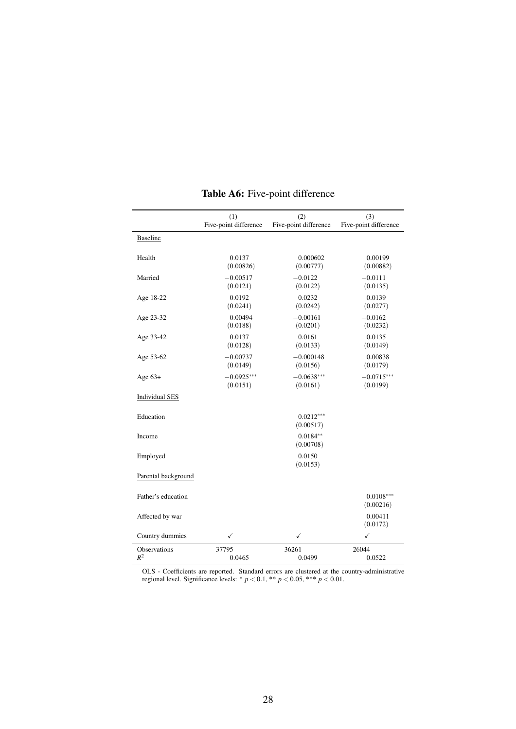**Table A6:** Five-point difference

| | (1) Five-point difference | (2) Five-point difference | (3) Five-point difference |
|---|---|---|---|
| Baseline | | | |
| Health | 0.0137 | 0.000602 | 0.00199 |
| | (0.00826) | (0.00777) | (0.00882) |
| Married | −0.00517 | −0.0122 | −0.0111 |
| | (0.0121) | (0.0122) | (0.0135) |
| Age 18-22 | 0.0192 | 0.0232 | 0.0139 |
| | (0.0241) | (0.0242) | (0.0277) |
| Age 23-32 | 0.00494 | −0.00161 | −0.0162 |
| | (0.0188) | (0.0201) | (0.0232) |
| Age 33-42 | 0.0137 | 0.0161 | 0.0135 |
| | (0.0128) | (0.0133) | (0.0149) |
| Age 53-62 | −0.00737 | −0.000148 | 0.00838 |
| | (0.0149) | (0.0156) | (0.0179) |
| Age 63+ | −0.0925*** | −0.0638*** | −0.0715*** |
| | (0.0151) | (0.0161) | (0.0199) |
| Individual SES | | | |
| Education | | 0.0212*** | |
| | | (0.00517) | |
| Income | | 0.0184** | |
| | | (0.00708) | |
| Employed | | 0.0150 | |
| | | (0.0153) | |
| Parental background | | | |
| Father's education | | | 0.0108*** |
| | | | (0.00216) |
| Affected by war | | | 0.00411 |
| | | | (0.0172) |
| Country dummies | ✓ | ✓ | ✓ |
| Observations | 37795 | 36261 | 26044 |
| $R^2$ | 0.0465 | 0.0499 | 0.0522 |

OLS - Coefficients are reported. Standard errors are clustered at the country-administrative regional level. Significance levels: * $p < 0.1$, ** $p < 0.05$, *** $p < 0.01$.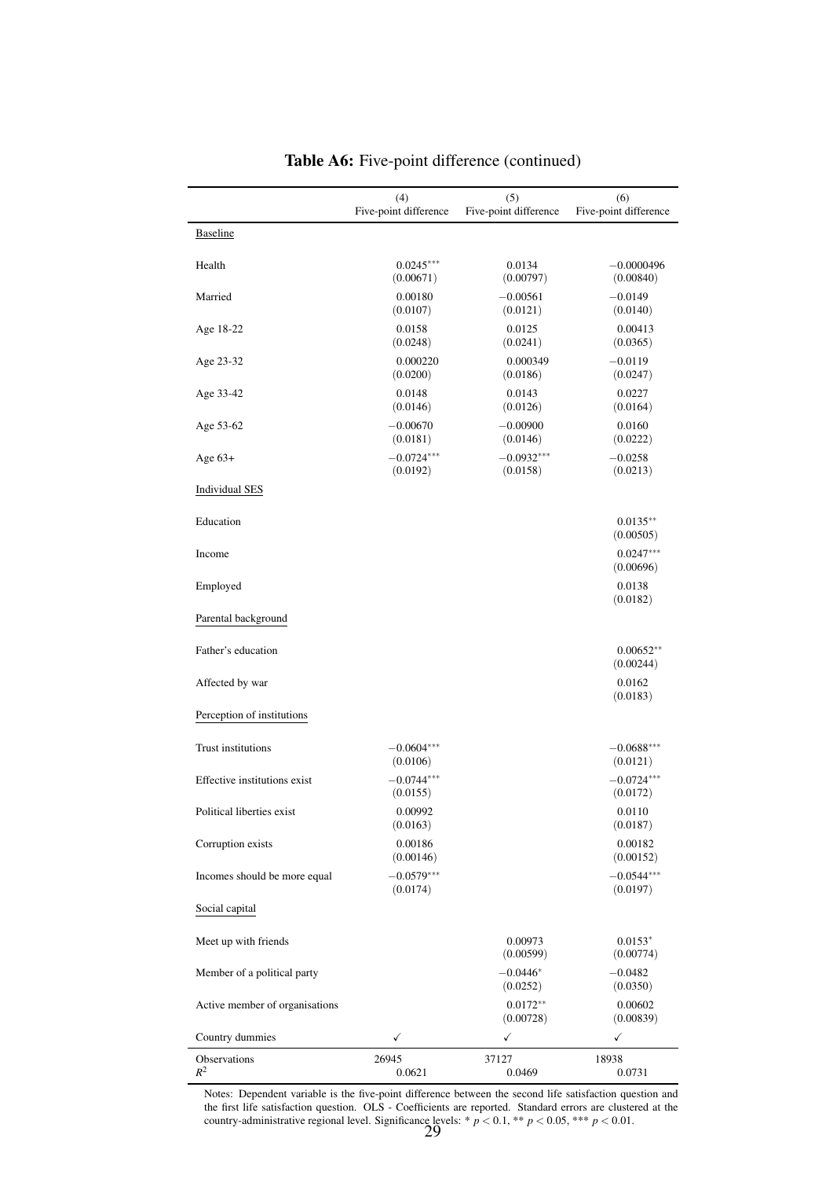**Table A6:** Five-point difference (continued)

| | (4) Five-point difference | (5) Five-point difference | (6) Five-point difference |
|---|---|---|---|
| Baseline | | | |
| Health | $0.0245^{***}$ | 0.0134 | $-0.0000496$ |
| | (0.00671) | (0.00797) | (0.00840) |
| Married | 0.00180 | $-0.00561$ | $-0.0149$ |
| | (0.0107) | (0.0121) | (0.0140) |
| Age 18-22 | 0.0158 | 0.0125 | 0.00413 |
| | (0.0248) | (0.0241) | (0.0365) |
| Age 23-32 | 0.000220 | 0.000349 | $-0.0119$ |
| | (0.0200) | (0.0186) | (0.0247) |
| Age 33-42 | 0.0148 | 0.0143 | 0.0227 |
| | (0.0146) | (0.0126) | (0.0164) |
| Age 53-62 | $-0.00670$ | $-0.00900$ | 0.0160 |
| | (0.0181) | (0.0146) | (0.0222) |
| Age 63+ | $-0.0724^{***}$ | $-0.0932^{***}$ | $-0.0258$ |
| | (0.0192) | (0.0158) | (0.0213) |
| Individual SES | | | |
| Education | | | $0.0135^{**}$ |
| | | | (0.00505) |
| Income | | | $0.0247^{***}$ |
| | | | (0.00696) |
| Employed | | | 0.0138 |
| | | | (0.0182) |
| Parental background | | | |
| Father's education | | | $0.00652^{**}$ |
| | | | (0.00244) |
| Affected by war | | | 0.0162 |
| | | | (0.0183) |
| Perception of institutions | | | |
| Trust institutions | $-0.0604^{***}$ | | $-0.0688^{***}$ |
| | (0.0106) | | (0.0121) |
| Effective institutions exist | $-0.0744^{***}$ | | $-0.0724^{***}$ |
| | (0.0155) | | (0.0172) |
| Political liberties exist | 0.00992 | | 0.0110 |
| | (0.0163) | | (0.0187) |
| Corruption exists | 0.00186 | | 0.00182 |
| | (0.00146) | | (0.00152) |
| Incomes should be more equal | $-0.0579^{***}$ | | $-0.0544^{***}$ |
| | (0.0174) | | (0.0197) |
| Social capital | | | |
| Meet up with friends | | 0.00973 | $0.0153^{*}$ |
| | | (0.00599) | (0.00774) |
| Member of a political party | | $-0.0446^{*}$ | $-0.0482$ |
| | | (0.0252) | (0.0350) |
| Active member of organisations | | $0.0172^{**}$ | 0.00602 |
| | | (0.00728) | (0.00839) |
| Country dummies | ✓ | ✓ | ✓ |
| Observations | 26945 | 37127 | 18938 |
| $R^2$ | 0.0621 | 0.0469 | 0.0731 |

Notes: Dependent variable is the five-point difference between the second life satisfaction question and the first life satisfaction question. OLS - Coefficients are reported. Standard errors are clustered at the country-administrative regional level. Significance levels: * $p < 0.1$, ** $p < 0.05$, *** $p < 0.01$.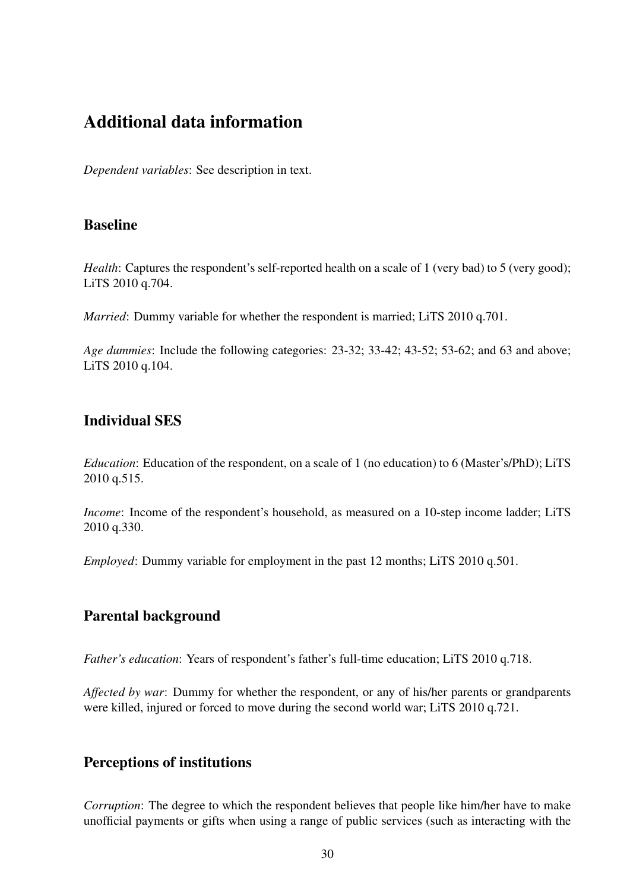# Additional data information

*Dependent variables*: See description in text.

## Baseline

*Health*: Captures the respondent's self-reported health on a scale of 1 (very bad) to 5 (very good); LiTS 2010 q.704.

*Married*: Dummy variable for whether the respondent is married; LiTS 2010 q.701.

*Age dummies*: Include the following categories: 23-32; 33-42; 43-52; 53-62; and 63 and above; LiTS 2010 q.104.

## Individual SES

*Education*: Education of the respondent, on a scale of 1 (no education) to 6 (Master's/PhD); LiTS 2010 q.515.

*Income*: Income of the respondent's household, as measured on a 10-step income ladder; LiTS 2010 q.330.

*Employed*: Dummy variable for employment in the past 12 months; LiTS 2010 q.501.

## Parental background

*Father's education*: Years of respondent's father's full-time education; LiTS 2010 q.718.

*Affected by war*: Dummy for whether the respondent, or any of his/her parents or grandparents were killed, injured or forced to move during the second world war; LiTS 2010 q.721.

## Perceptions of institutions

*Corruption*: The degree to which the respondent believes that people like him/her have to make unofficial payments or gifts when using a range of public services (such as interacting with the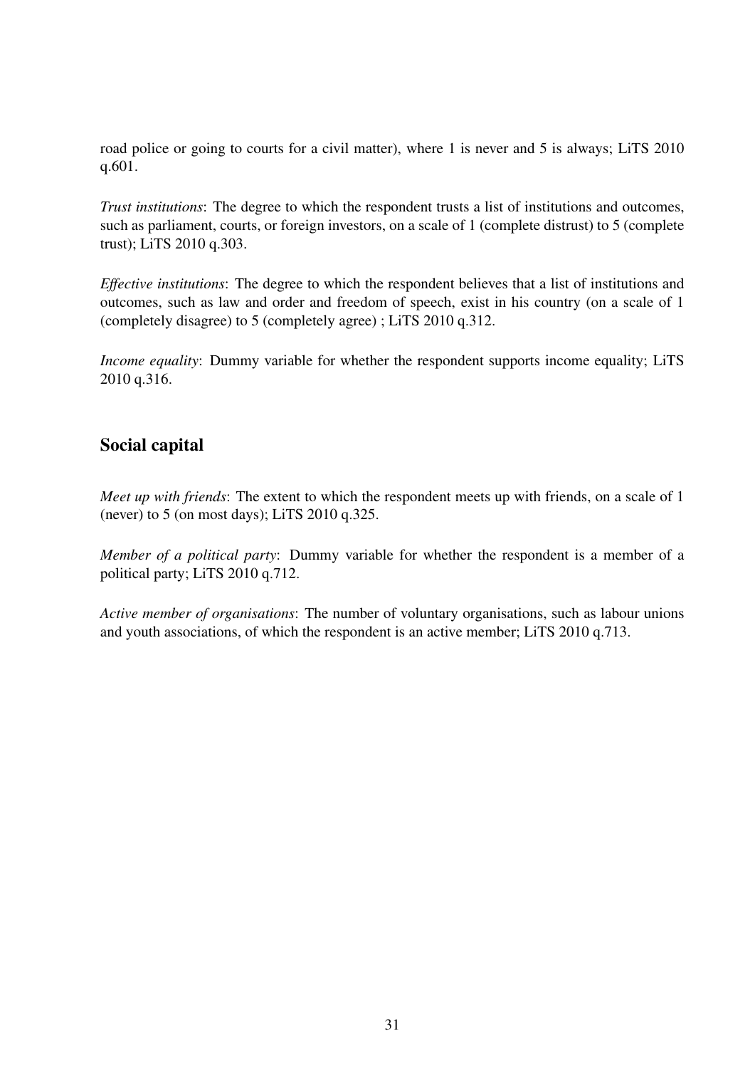road police or going to courts for a civil matter), where 1 is never and 5 is always; LiTS 2010 q.601.

*Trust institutions*: The degree to which the respondent trusts a list of institutions and outcomes, such as parliament, courts, or foreign investors, on a scale of 1 (complete distrust) to 5 (complete trust); LiTS 2010 q.303.

*Effective institutions*: The degree to which the respondent believes that a list of institutions and outcomes, such as law and order and freedom of speech, exist in his country (on a scale of 1 (completely disagree) to 5 (completely agree) ; LiTS 2010 q.312.

*Income equality*: Dummy variable for whether the respondent supports income equality; LiTS 2010 q.316.

## Social capital

*Meet up with friends*: The extent to which the respondent meets up with friends, on a scale of 1 (never) to 5 (on most days); LiTS 2010 q.325.

*Member of a political party*: Dummy variable for whether the respondent is a member of a political party; LiTS 2010 q.712.

*Active member of organisations*: The number of voluntary organisations, such as labour unions and youth associations, of which the respondent is an active member; LiTS 2010 q.713.